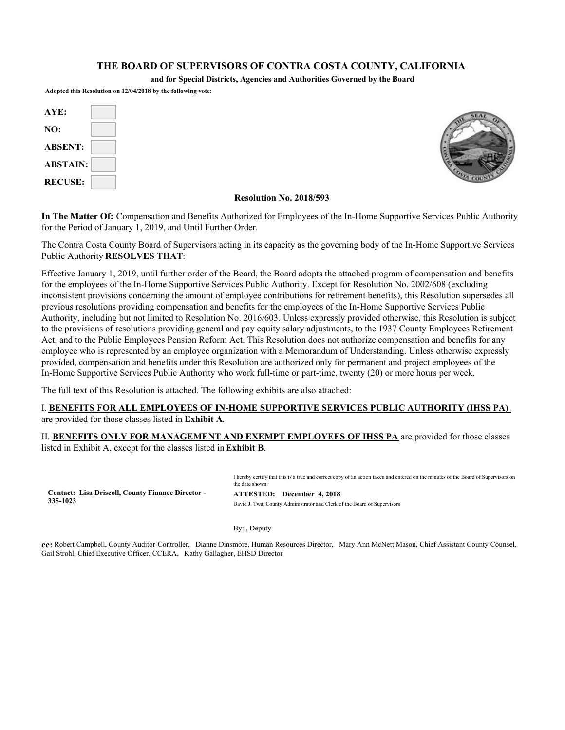# THE BOARD OF SUPERVISORS OF CONTRA COSTA COUNTY, CALIFORNIA

**and for Special Districts, Agencies and Authorities Governed by the Board**

**Adopted this Resolution on 12/04/2018 by the following vote:**

| | |
|---|---|
| **AYE:** | |
| **NO:** | |
| **ABSENT:** | |
| **ABSTAIN:** | |
| **RECUSE:** | |

**Resolution No. 2018/593**

**In The Matter Of:** Compensation and Benefits Authorized for Employees of the In-Home Supportive Services Public Authority for the Period of January 1, 2019, and Until Further Order.

The Contra Costa County Board of Supervisors acting in its capacity as the governing body of the In-Home Supportive Services Public Authority **RESOLVES THAT**:

Effective January 1, 2019, until further order of the Board, the Board adopts the attached program of compensation and benefits for the employees of the In-Home Supportive Services Public Authority. Except for Resolution No. 2002/608 (excluding inconsistent provisions concerning the amount of employee contributions for retirement benefits), this Resolution supersedes all previous resolutions providing compensation and benefits for the employees of the In-Home Supportive Services Public Authority, including but not limited to Resolution No. 2016/603. Unless expressly provided otherwise, this Resolution is subject to the provisions of resolutions providing general and pay equity salary adjustments, to the 1937 County Employees Retirement Act, and to the Public Employees Pension Reform Act. This Resolution does not authorize compensation and benefits for any employee who is represented by an employee organization with a Memorandum of Understanding. Unless otherwise expressly provided, compensation and benefits under this Resolution are authorized only for permanent and project employees of the In-Home Supportive Services Public Authority who work full-time or part-time, twenty (20) or more hours per week.

The full text of this Resolution is attached. The following exhibits are also attached:

I. **BENEFITS FOR ALL EMPLOYEES OF IN-HOME SUPPORTIVE SERVICES PUBLIC AUTHORITY (IHSS PA)** are provided for those classes listed in **Exhibit A**.

II. **BENEFITS ONLY FOR MANAGEMENT AND EXEMPT EMPLOYEES OF IHSS PA** are provided for those classes listed in Exhibit A, except for the classes listed in **Exhibit B**.

**Contact: Lisa Driscoll, County Finance Director - 335-1023**

I hereby certify that this is a true and correct copy of an action taken and entered on the minutes of the Board of Supervisors on the date shown.

**ATTESTED: December 4, 2018**

David J. Twa, County Administrator and Clerk of the Board of Supervisors

By: , Deputy

**cc:** Robert Campbell, County Auditor-Controller, Dianne Dinsmore, Human Resources Director, Mary Ann McNett Mason, Chief Assistant County Counsel, Gail Strohl, Chief Executive Officer, CCERA, Kathy Gallagher, EHSD Director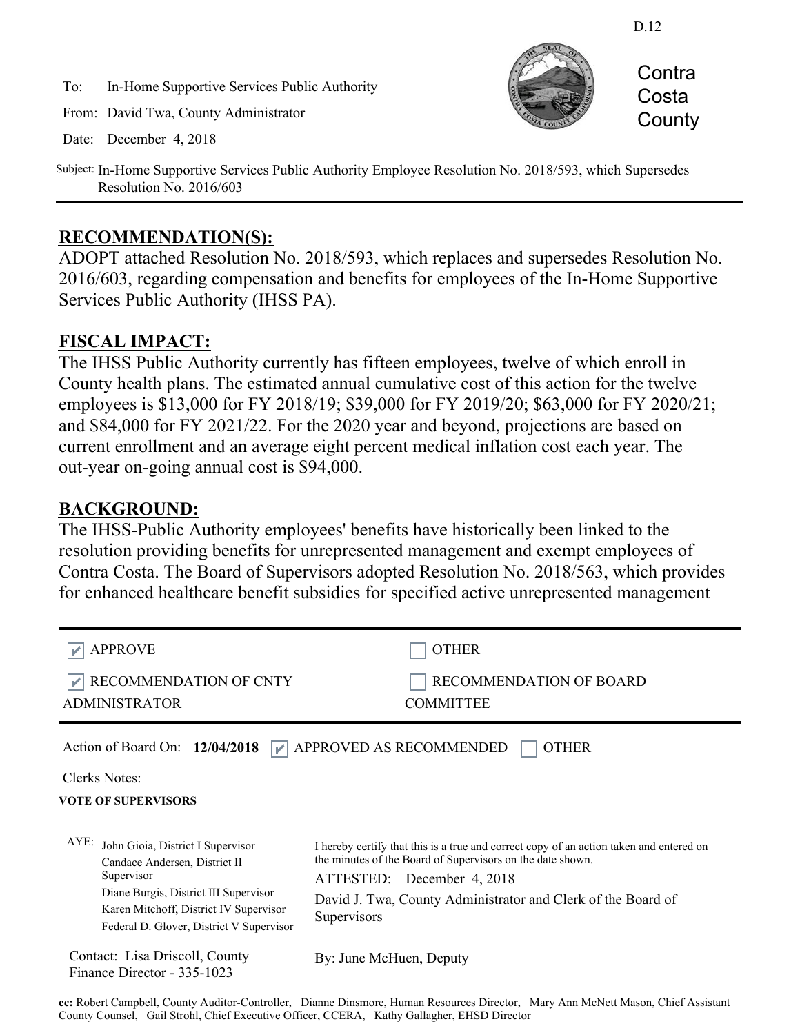D.12

To: In-Home Supportive Services Public Authority

From: David Twa, County Administrator

Date: December 4, 2018

Contra Costa County

Subject: In-Home Supportive Services Public Authority Employee Resolution No. 2018/593, which Supersedes Resolution No. 2016/603

## RECOMMENDATION(S):

ADOPT attached Resolution No. 2018/593, which replaces and supersedes Resolution No. 2016/603, regarding compensation and benefits for employees of the In-Home Supportive Services Public Authority (IHSS PA).

## FISCAL IMPACT:

The IHSS Public Authority currently has fifteen employees, twelve of which enroll in County health plans. The estimated annual cumulative cost of this action for the twelve employees is $13,000 for FY 2018/19; $39,000 for FY 2019/20; $63,000 for FY 2020/21; and $84,000 for FY 2021/22. For the 2020 year and beyond, projections are based on current enrollment and an average eight percent medical inflation cost each year. The out-year on-going annual cost is $94,000.

## BACKGROUND:

The IHSS-Public Authority employees' benefits have historically been linked to the resolution providing benefits for unrepresented management and exempt employees of Contra Costa. The Board of Supervisors adopted Resolution No. 2018/563, which provides for enhanced healthcare benefit subsidies for specified active unrepresented management

| | |
|---|---|
| ☑ APPROVE | ☐ OTHER |
| ☑ RECOMMENDATION OF CNTY ADMINISTRATOR | ☐ RECOMMENDATION OF BOARD COMMITTEE |

Action of Board On: **12/04/2018** ☑ APPROVED AS RECOMMENDED ☐ OTHER

Clerks Notes:

**VOTE OF SUPERVISORS**

AYE: John Gioia, District I Supervisor
Candace Andersen, District II Supervisor
Diane Burgis, District III Supervisor
Karen Mitchoff, District IV Supervisor
Federal D. Glover, District V Supervisor

I hereby certify that this is a true and correct copy of an action taken and entered on the minutes of the Board of Supervisors on the date shown.

ATTESTED: December 4, 2018

David J. Twa, County Administrator and Clerk of the Board of Supervisors

By: June McHuen, Deputy

Contact: Lisa Driscoll, County Finance Director - 335-1023

**cc:** Robert Campbell, County Auditor-Controller, Dianne Dinsmore, Human Resources Director, Mary Ann McNett Mason, Chief Assistant County Counsel, Gail Strohl, Chief Executive Officer, CCERA, Kathy Gallagher, EHSD Director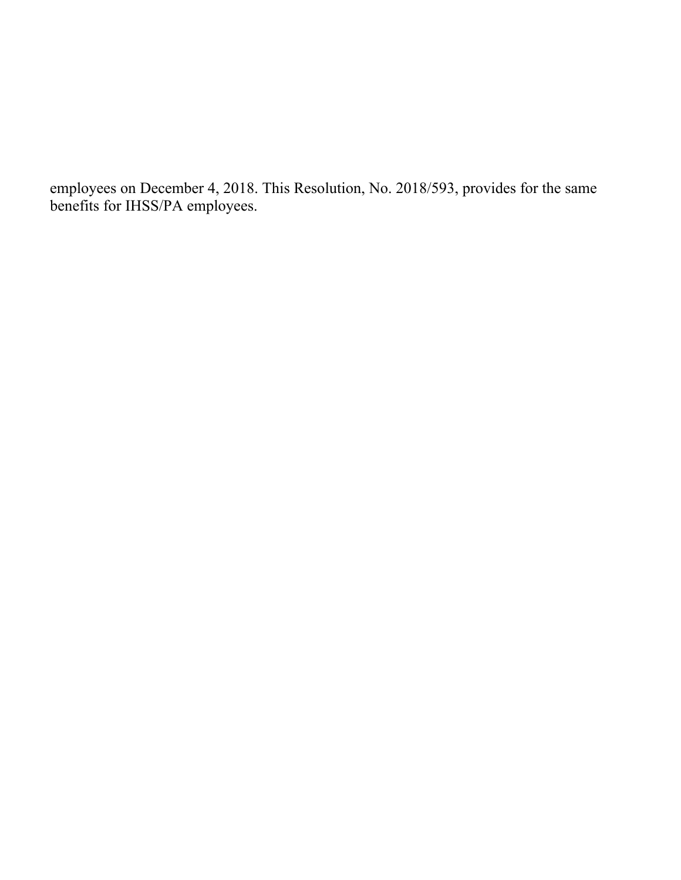employees on December 4, 2018. This Resolution, No. 2018/593, provides for the same benefits for IHSS/PA employees.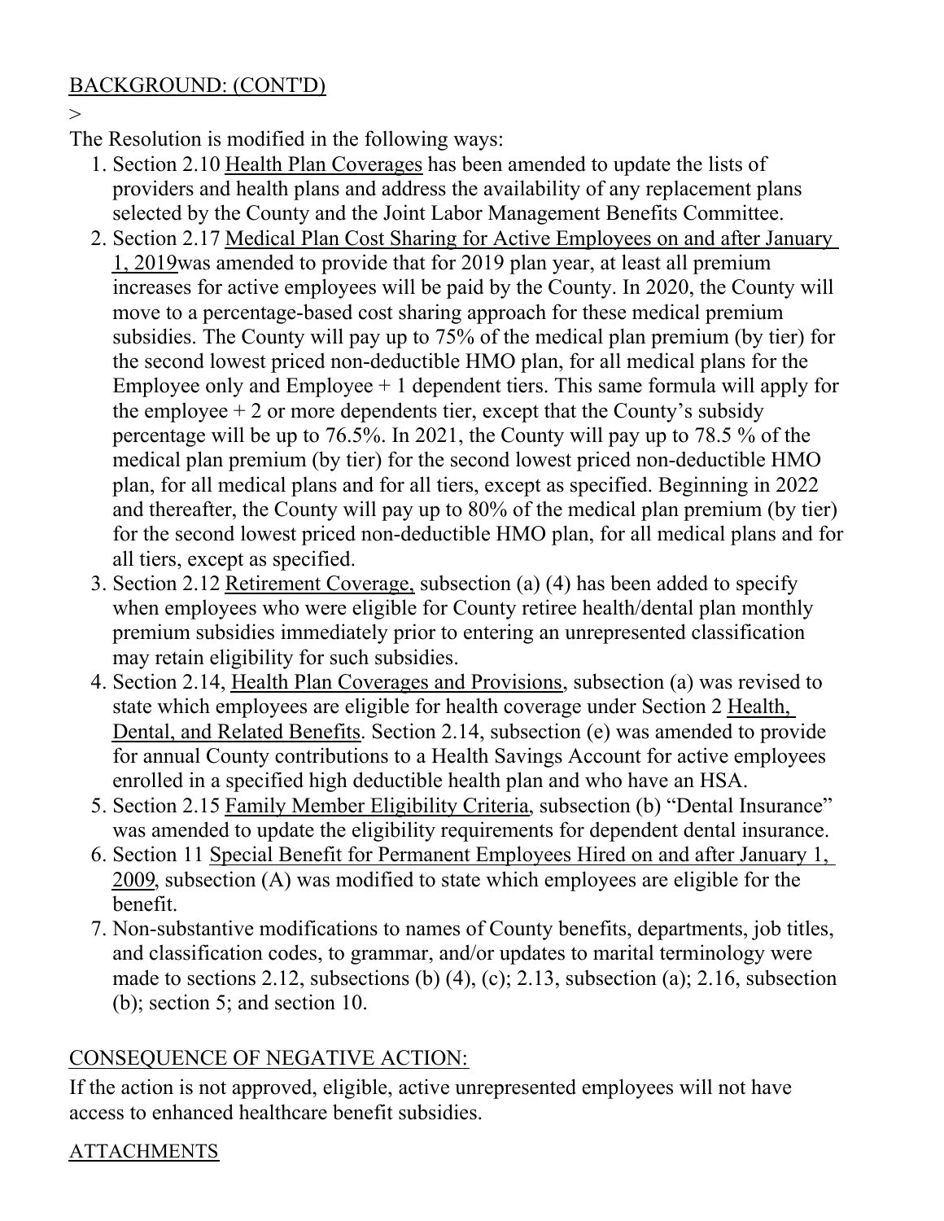BACKGROUND: (CONT'D)

>

The Resolution is modified in the following ways:

1. Section 2.10 Health Plan Coverages has been amended to update the lists of providers and health plans and address the availability of any replacement plans selected by the County and the Joint Labor Management Benefits Committee.
2. Section 2.17 Medical Plan Cost Sharing for Active Employees on and after January 1, 2019was amended to provide that for 2019 plan year, at least all premium increases for active employees will be paid by the County. In 2020, the County will move to a percentage-based cost sharing approach for these medical premium subsidies. The County will pay up to 75% of the medical plan premium (by tier) for the second lowest priced non-deductible HMO plan, for all medical plans for the Employee only and Employee + 1 dependent tiers. This same formula will apply for the employee + 2 or more dependents tier, except that the County's subsidy percentage will be up to 76.5%. In 2021, the County will pay up to 78.5 % of the medical plan premium (by tier) for the second lowest priced non-deductible HMO plan, for all medical plans and for all tiers, except as specified. Beginning in 2022 and thereafter, the County will pay up to 80% of the medical plan premium (by tier) for the second lowest priced non-deductible HMO plan, for all medical plans and for all tiers, except as specified.
3. Section 2.12 Retirement Coverage, subsection (a) (4) has been added to specify when employees who were eligible for County retiree health/dental plan monthly premium subsidies immediately prior to entering an unrepresented classification may retain eligibility for such subsidies.
4. Section 2.14, Health Plan Coverages and Provisions, subsection (a) was revised to state which employees are eligible for health coverage under Section 2 Health, Dental, and Related Benefits. Section 2.14, subsection (e) was amended to provide for annual County contributions to a Health Savings Account for active employees enrolled in a specified high deductible health plan and who have an HSA.
5. Section 2.15 Family Member Eligibility Criteria, subsection (b) "Dental Insurance" was amended to update the eligibility requirements for dependent dental insurance.
6. Section 11 Special Benefit for Permanent Employees Hired on and after January 1, 2009, subsection (A) was modified to state which employees are eligible for the benefit.
7. Non-substantive modifications to names of County benefits, departments, job titles, and classification codes, to grammar, and/or updates to marital terminology were made to sections 2.12, subsections (b) (4), (c); 2.13, subsection (a); 2.16, subsection (b); section 5; and section 10.

CONSEQUENCE OF NEGATIVE ACTION:

If the action is not approved, eligible, active unrepresented employees will not have access to enhanced healthcare benefit subsidies.

ATTACHMENTS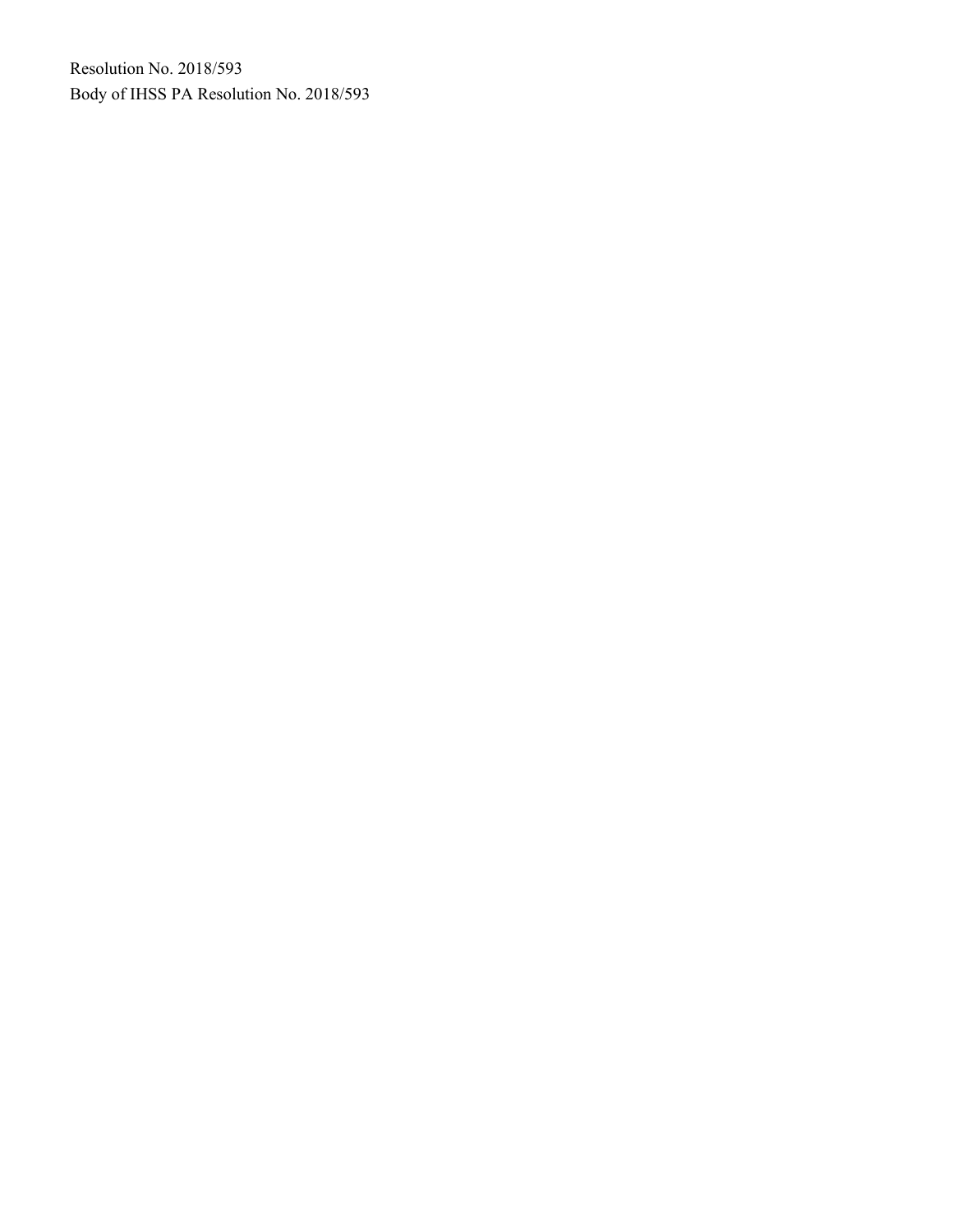Resolution No. 2018/593

Body of IHSS PA Resolution No. 2018/593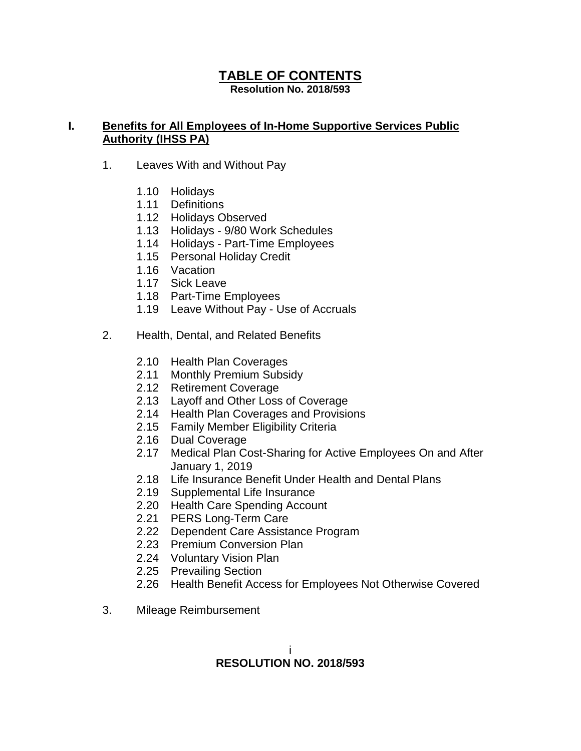# TABLE OF CONTENTS

**Resolution No. 2018/593**

## I. Benefits for All Employees of In-Home Supportive Services Public Authority (IHSS PA)

1. Leaves With and Without Pay
   - 1.10 Holidays
   - 1.11 Definitions
   - 1.12 Holidays Observed
   - 1.13 Holidays - 9/80 Work Schedules
   - 1.14 Holidays - Part-Time Employees
   - 1.15 Personal Holiday Credit
   - 1.16 Vacation
   - 1.17 Sick Leave
   - 1.18 Part-Time Employees
   - 1.19 Leave Without Pay - Use of Accruals
2. Health, Dental, and Related Benefits
   - 2.10 Health Plan Coverages
   - 2.11 Monthly Premium Subsidy
   - 2.12 Retirement Coverage
   - 2.13 Layoff and Other Loss of Coverage
   - 2.14 Health Plan Coverages and Provisions
   - 2.15 Family Member Eligibility Criteria
   - 2.16 Dual Coverage
   - 2.17 Medical Plan Cost-Sharing for Active Employees On and After January 1, 2019
   - 2.18 Life Insurance Benefit Under Health and Dental Plans
   - 2.19 Supplemental Life Insurance
   - 2.20 Health Care Spending Account
   - 2.21 PERS Long-Term Care
   - 2.22 Dependent Care Assistance Program
   - 2.23 Premium Conversion Plan
   - 2.24 Voluntary Vision Plan
   - 2.25 Prevailing Section
   - 2.26 Health Benefit Access for Employees Not Otherwise Covered
3. Mileage Reimbursement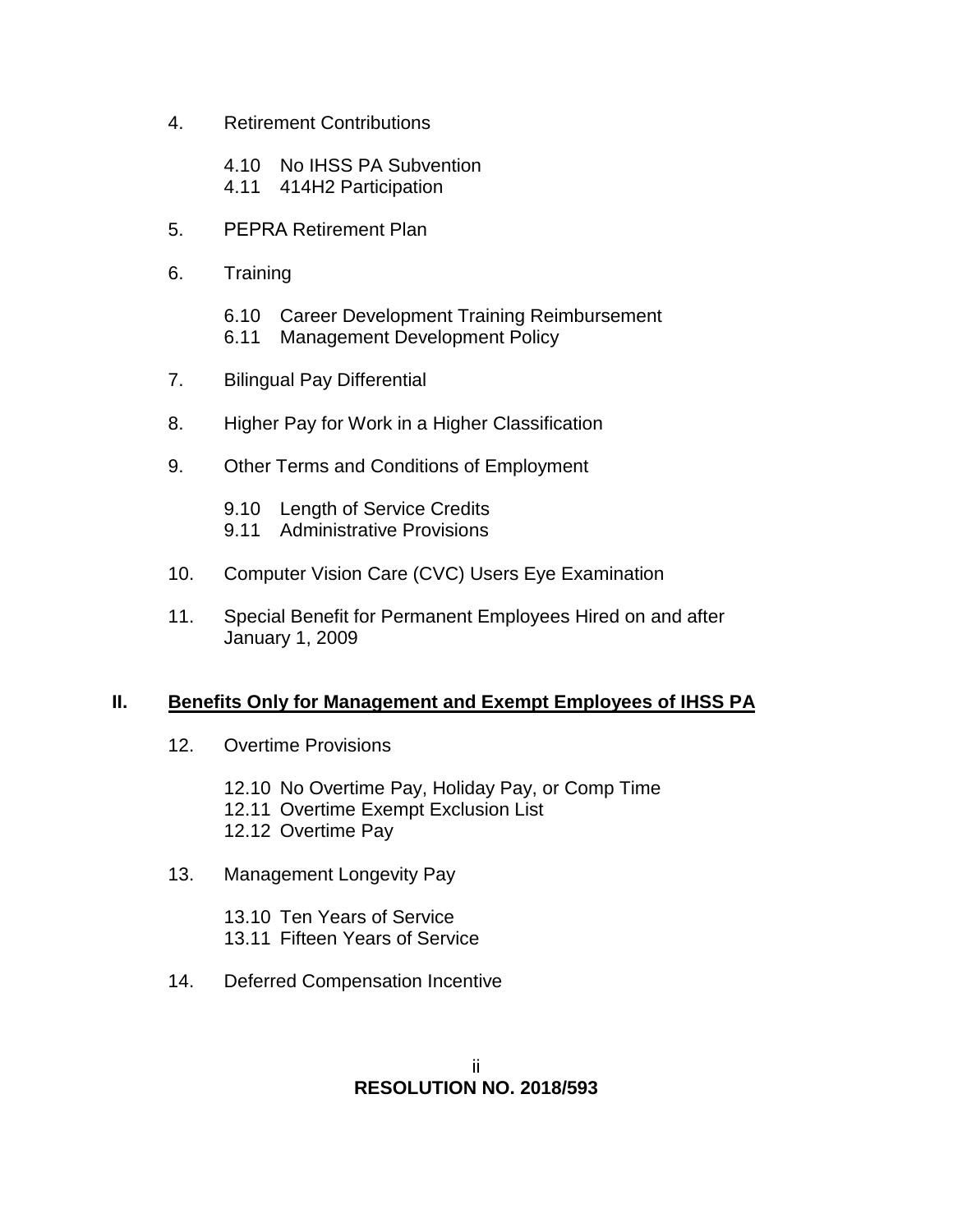4. Retirement Contributions

    4.10 No IHSS PA Subvention
    4.11 414H2 Participation

5. PEPRA Retirement Plan

6. Training

    6.10 Career Development Training Reimbursement
    6.11 Management Development Policy

7. Bilingual Pay Differential

8. Higher Pay for Work in a Higher Classification

9. Other Terms and Conditions of Employment

    9.10 Length of Service Credits
    9.11 Administrative Provisions

10. Computer Vision Care (CVC) Users Eye Examination

11. Special Benefit for Permanent Employees Hired on and after January 1, 2009

## II. <u>Benefits Only for Management and Exempt Employees of IHSS PA</u>

12. Overtime Provisions

    12.10 No Overtime Pay, Holiday Pay, or Comp Time
    12.11 Overtime Exempt Exclusion List
    12.12 Overtime Pay

13. Management Longevity Pay

    13.10 Ten Years of Service
    13.11 Fifteen Years of Service

14. Deferred Compensation Incentive

**RESOLUTION NO. 2018/593**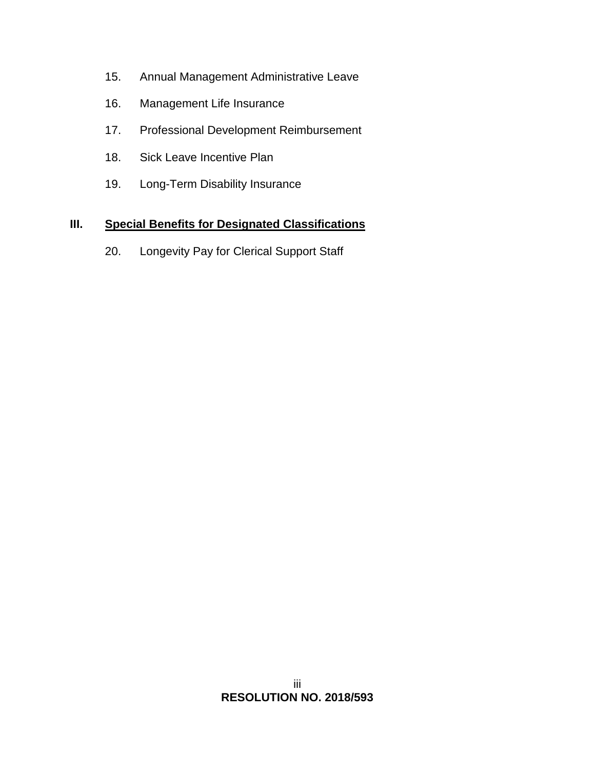15. Annual Management Administrative Leave

16. Management Life Insurance

17. Professional Development Reimbursement

18. Sick Leave Incentive Plan

19. Long-Term Disability Insurance

**III. <u>Special Benefits for Designated Classifications</u>**

20. Longevity Pay for Clerical Support Staff

**RESOLUTION NO. 2018/593**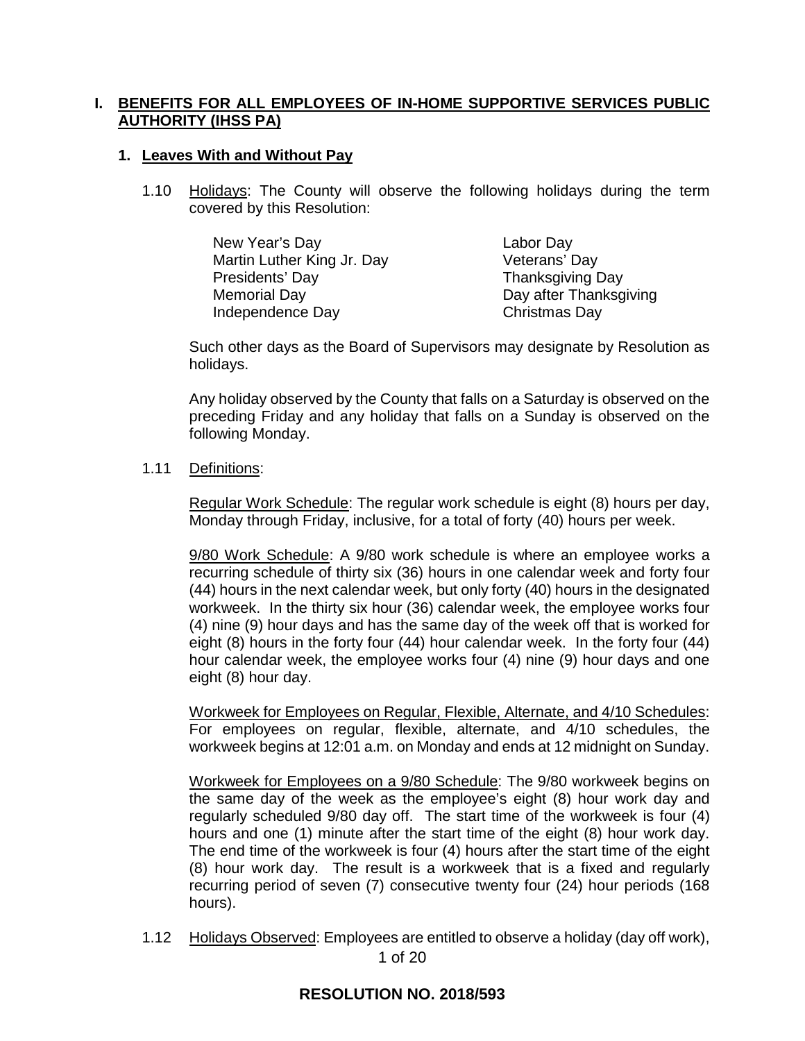## I. BENEFITS FOR ALL EMPLOYEES OF IN-HOME SUPPORTIVE SERVICES PUBLIC AUTHORITY (IHSS PA)

### 1. Leaves With and Without Pay

1.10 Holidays: The County will observe the following holidays during the term covered by this Resolution:

- New Year's Day
- Martin Luther King Jr. Day
- Presidents' Day
- Memorial Day
- Independence Day
- Labor Day
- Veterans' Day
- Thanksgiving Day
- Day after Thanksgiving
- Christmas Day

Such other days as the Board of Supervisors may designate by Resolution as holidays.

Any holiday observed by the County that falls on a Saturday is observed on the preceding Friday and any holiday that falls on a Sunday is observed on the following Monday.

1.11 Definitions:

Regular Work Schedule: The regular work schedule is eight (8) hours per day, Monday through Friday, inclusive, for a total of forty (40) hours per week.

9/80 Work Schedule: A 9/80 work schedule is where an employee works a recurring schedule of thirty six (36) hours in one calendar week and forty four (44) hours in the next calendar week, but only forty (40) hours in the designated workweek. In the thirty six hour (36) calendar week, the employee works four (4) nine (9) hour days and has the same day of the week off that is worked for eight (8) hours in the forty four (44) hour calendar week. In the forty four (44) hour calendar week, the employee works four (4) nine (9) hour days and one eight (8) hour day.

Workweek for Employees on Regular, Flexible, Alternate, and 4/10 Schedules: For employees on regular, flexible, alternate, and 4/10 schedules, the workweek begins at 12:01 a.m. on Monday and ends at 12 midnight on Sunday.

Workweek for Employees on a 9/80 Schedule: The 9/80 workweek begins on the same day of the week as the employee's eight (8) hour work day and regularly scheduled 9/80 day off. The start time of the workweek is four (4) hours and one (1) minute after the start time of the eight (8) hour work day. The end time of the workweek is four (4) hours after the start time of the eight (8) hour work day. The result is a workweek that is a fixed and regularly recurring period of seven (7) consecutive twenty four (24) hour periods (168 hours).

1.12 Holidays Observed: Employees are entitled to observe a holiday (day off work),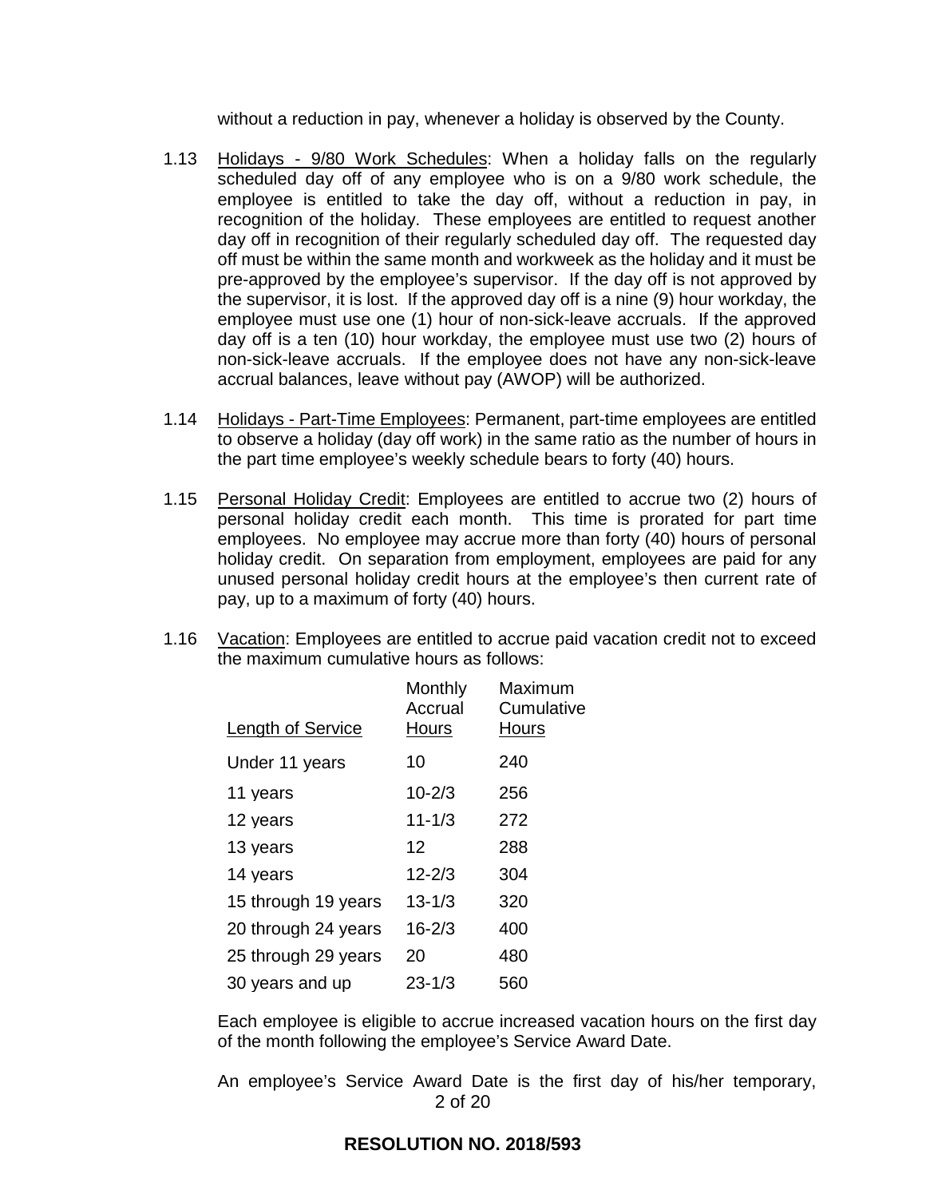without a reduction in pay, whenever a holiday is observed by the County.

1.13 Holidays - 9/80 Work Schedules: When a holiday falls on the regularly scheduled day off of any employee who is on a 9/80 work schedule, the employee is entitled to take the day off, without a reduction in pay, in recognition of the holiday. These employees are entitled to request another day off in recognition of their regularly scheduled day off. The requested day off must be within the same month and workweek as the holiday and it must be pre-approved by the employee's supervisor. If the day off is not approved by the supervisor, it is lost. If the approved day off is a nine (9) hour workday, the employee must use one (1) hour of non-sick-leave accruals. If the approved day off is a ten (10) hour workday, the employee must use two (2) hours of non-sick-leave accruals. If the employee does not have any non-sick-leave accrual balances, leave without pay (AWOP) will be authorized.

1.14 Holidays - Part-Time Employees: Permanent, part-time employees are entitled to observe a holiday (day off work) in the same ratio as the number of hours in the part time employee's weekly schedule bears to forty (40) hours.

1.15 Personal Holiday Credit: Employees are entitled to accrue two (2) hours of personal holiday credit each month. This time is prorated for part time employees. No employee may accrue more than forty (40) hours of personal holiday credit. On separation from employment, employees are paid for any unused personal holiday credit hours at the employee's then current rate of pay, up to a maximum of forty (40) hours.

1.16 Vacation: Employees are entitled to accrue paid vacation credit not to exceed the maximum cumulative hours as follows:

| Length of Service | Monthly Accrual Hours | Maximum Cumulative Hours |
|---|---|---|
| Under 11 years | 10 | 240 |
| 11 years | 10-2/3 | 256 |
| 12 years | 11-1/3 | 272 |
| 13 years | 12 | 288 |
| 14 years | 12-2/3 | 304 |
| 15 through 19 years | 13-1/3 | 320 |
| 20 through 24 years | 16-2/3 | 400 |
| 25 through 29 years | 20 | 480 |
| 30 years and up | 23-1/3 | 560 |

Each employee is eligible to accrue increased vacation hours on the first day of the month following the employee's Service Award Date.

An employee's Service Award Date is the first day of his/her temporary,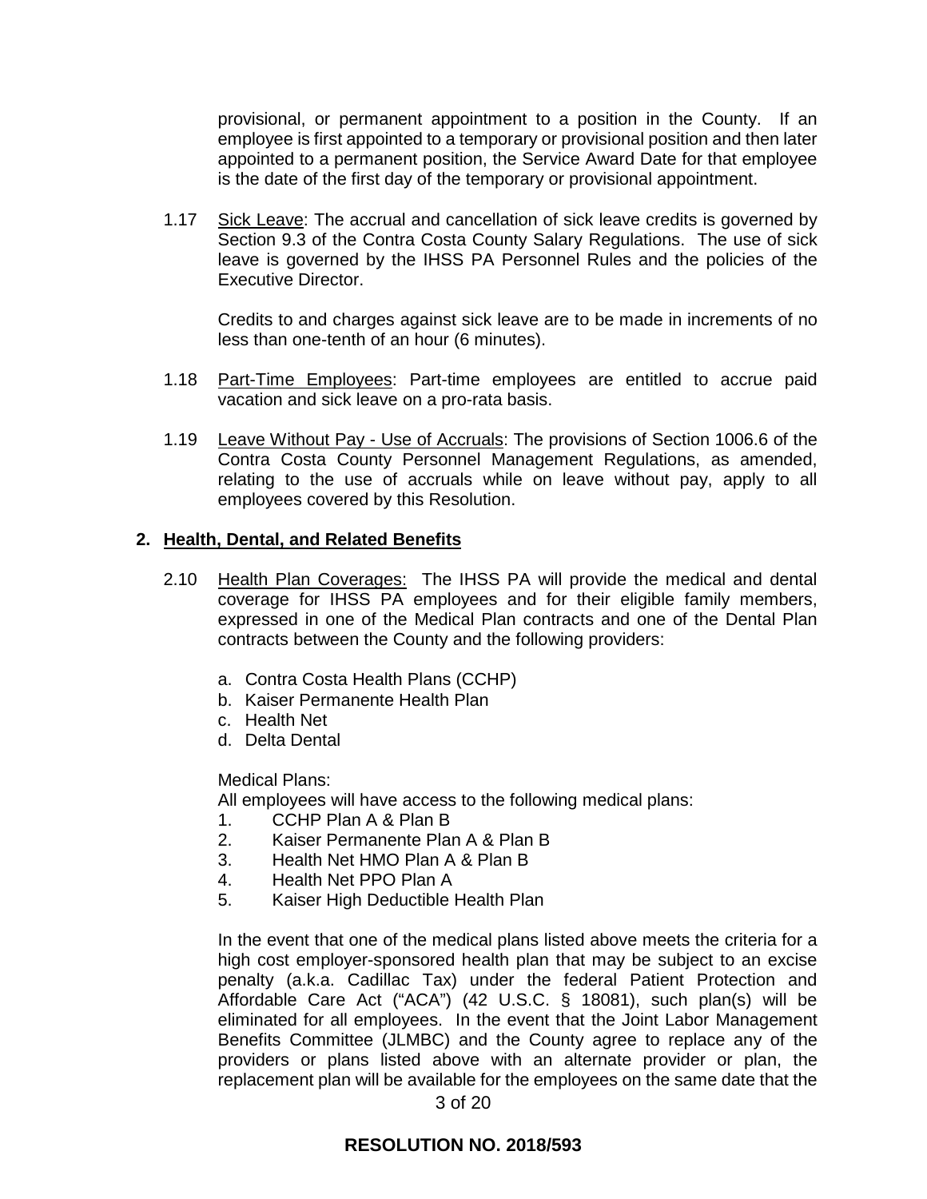provisional, or permanent appointment to a position in the County. If an employee is first appointed to a temporary or provisional position and then later appointed to a permanent position, the Service Award Date for that employee is the date of the first day of the temporary or provisional appointment.

1.17 Sick Leave: The accrual and cancellation of sick leave credits is governed by Section 9.3 of the Contra Costa County Salary Regulations. The use of sick leave is governed by the IHSS PA Personnel Rules and the policies of the Executive Director.

Credits to and charges against sick leave are to be made in increments of no less than one-tenth of an hour (6 minutes).

1.18 Part-Time Employees: Part-time employees are entitled to accrue paid vacation and sick leave on a pro-rata basis.

1.19 Leave Without Pay - Use of Accruals: The provisions of Section 1006.6 of the Contra Costa County Personnel Management Regulations, as amended, relating to the use of accruals while on leave without pay, apply to all employees covered by this Resolution.

## 2. Health, Dental, and Related Benefits

2.10 Health Plan Coverages: The IHSS PA will provide the medical and dental coverage for IHSS PA employees and for their eligible family members, expressed in one of the Medical Plan contracts and one of the Dental Plan contracts between the County and the following providers:

a. Contra Costa Health Plans (CCHP)
b. Kaiser Permanente Health Plan
c. Health Net
d. Delta Dental

Medical Plans:
All employees will have access to the following medical plans:

1. CCHP Plan A & Plan B
2. Kaiser Permanente Plan A & Plan B
3. Health Net HMO Plan A & Plan B
4. Health Net PPO Plan A
5. Kaiser High Deductible Health Plan

In the event that one of the medical plans listed above meets the criteria for a high cost employer-sponsored health plan that may be subject to an excise penalty (a.k.a. Cadillac Tax) under the federal Patient Protection and Affordable Care Act ("ACA") (42 U.S.C. § 18081), such plan(s) will be eliminated for all employees. In the event that the Joint Labor Management Benefits Committee (JLMBC) and the County agree to replace any of the providers or plans listed above with an alternate provider or plan, the replacement plan will be available for the employees on the same date that the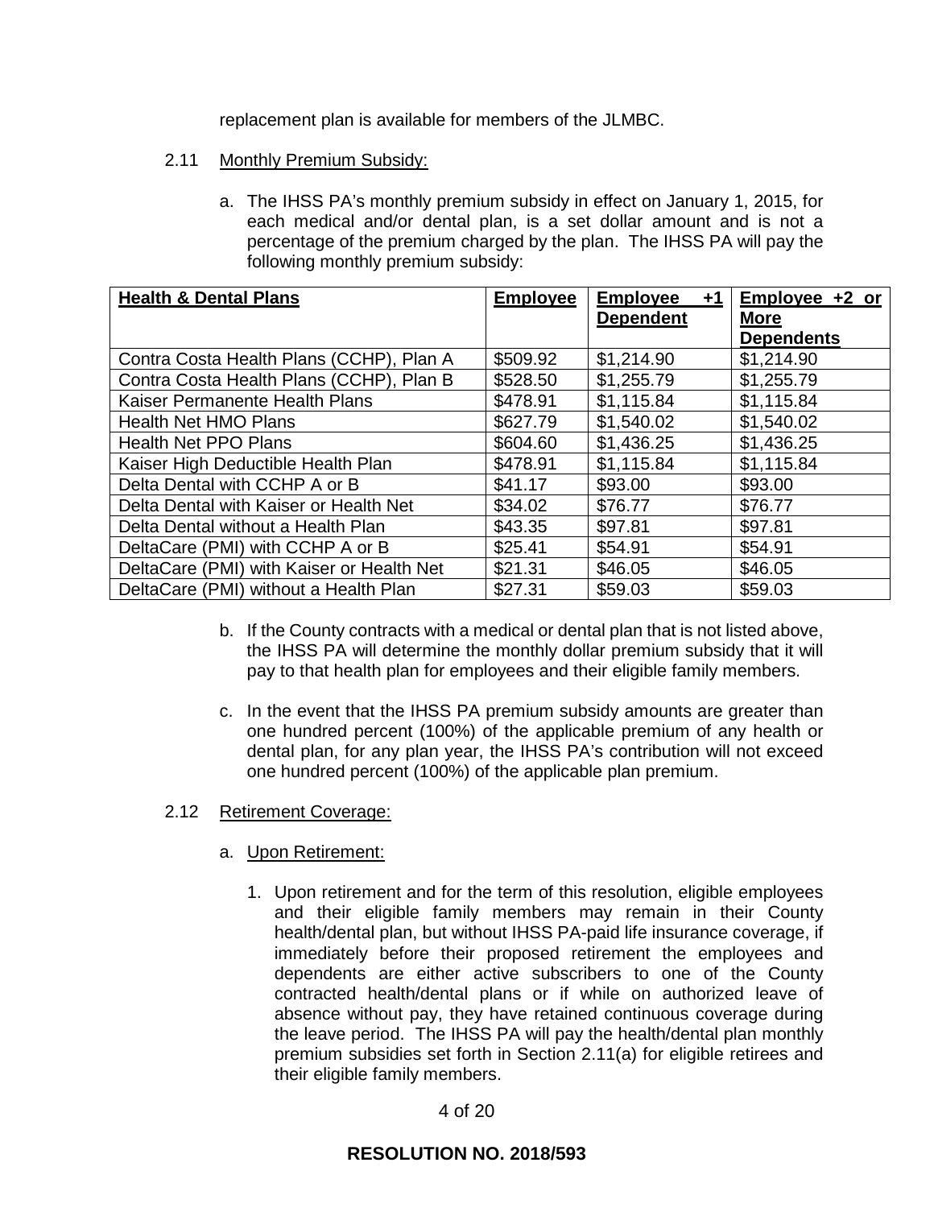replacement plan is available for members of the JLMBC.

2.11 Monthly Premium Subsidy:

a. The IHSS PA's monthly premium subsidy in effect on January 1, 2015, for each medical and/or dental plan, is a set dollar amount and is not a percentage of the premium charged by the plan. The IHSS PA will pay the following monthly premium subsidy:

| Health & Dental Plans | Employee | Employee +1 Dependent | Employee +2 or More Dependents |
|---|---|---|---|
| Contra Costa Health Plans (CCHP), Plan A | $509.92 | $1,214.90 | $1,214.90 |
| Contra Costa Health Plans (CCHP), Plan B | $528.50 | $1,255.79 | $1,255.79 |
| Kaiser Permanente Health Plans | $478.91 | $1,115.84 | $1,115.84 |
| Health Net HMO Plans | $627.79 | $1,540.02 | $1,540.02 |
| Health Net PPO Plans | $604.60 | $1,436.25 | $1,436.25 |
| Kaiser High Deductible Health Plan | $478.91 | $1,115.84 | $1,115.84 |
| Delta Dental with CCHP A or B | $41.17 | $93.00 | $93.00 |
| Delta Dental with Kaiser or Health Net | $34.02 | $76.77 | $76.77 |
| Delta Dental without a Health Plan | $43.35 | $97.81 | $97.81 |
| DeltaCare (PMI) with CCHP A or B | $25.41 | $54.91 | $54.91 |
| DeltaCare (PMI) with Kaiser or Health Net | $21.31 | $46.05 | $46.05 |
| DeltaCare (PMI) without a Health Plan | $27.31 | $59.03 | $59.03 |

b. If the County contracts with a medical or dental plan that is not listed above, the IHSS PA will determine the monthly dollar premium subsidy that it will pay to that health plan for employees and their eligible family members.

c. In the event that the IHSS PA premium subsidy amounts are greater than one hundred percent (100%) of the applicable premium of any health or dental plan, for any plan year, the IHSS PA's contribution will not exceed one hundred percent (100%) of the applicable plan premium.

2.12 Retirement Coverage:

a. Upon Retirement:

1. Upon retirement and for the term of this resolution, eligible employees and their eligible family members may remain in their County health/dental plan, but without IHSS PA-paid life insurance coverage, if immediately before their proposed retirement the employees and dependents are either active subscribers to one of the County contracted health/dental plans or if while on authorized leave of absence without pay, they have retained continuous coverage during the leave period. The IHSS PA will pay the health/dental plan monthly premium subsidies set forth in Section 2.11(a) for eligible retirees and their eligible family members.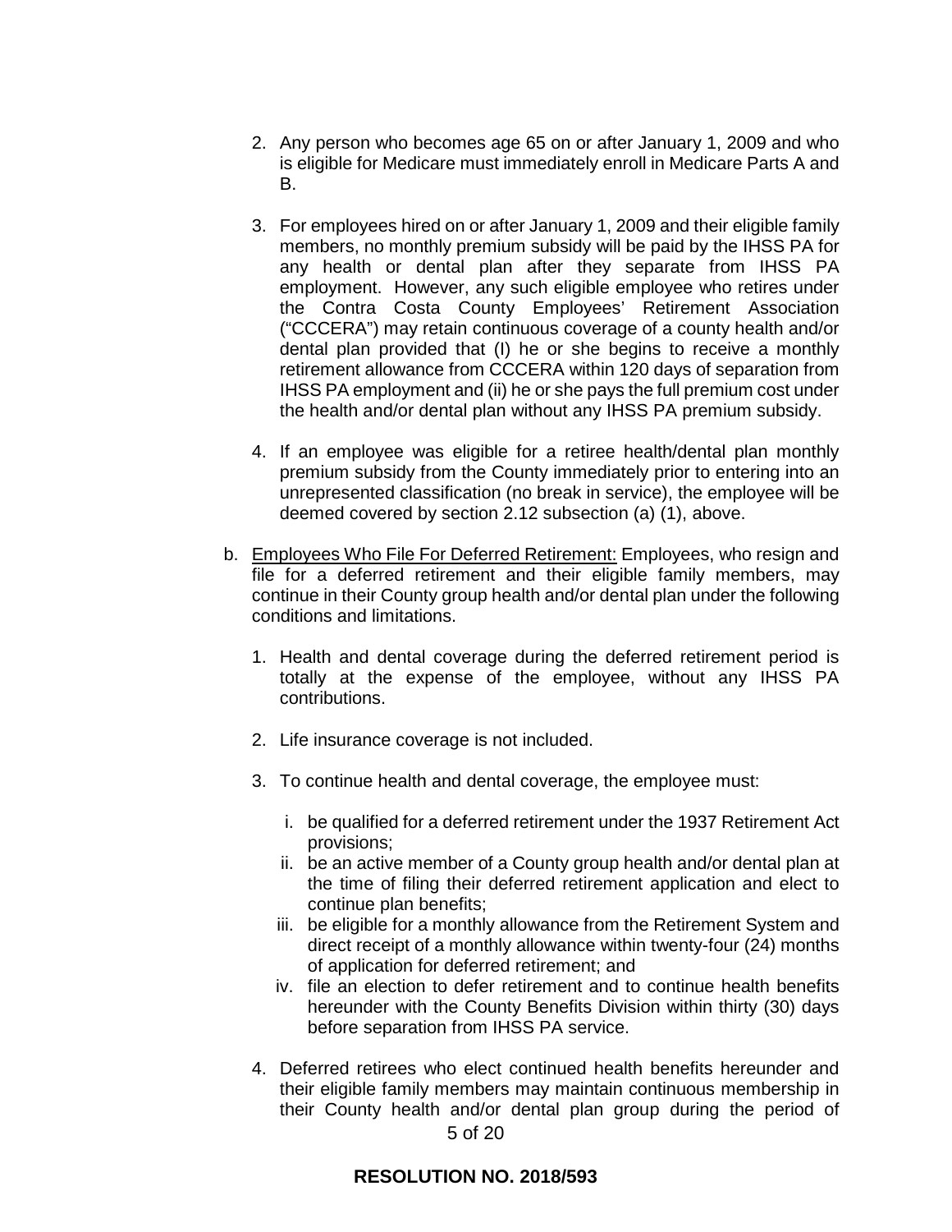2. Any person who becomes age 65 on or after January 1, 2009 and who is eligible for Medicare must immediately enroll in Medicare Parts A and B.

3. For employees hired on or after January 1, 2009 and their eligible family members, no monthly premium subsidy will be paid by the IHSS PA for any health or dental plan after they separate from IHSS PA employment. However, any such eligible employee who retires under the Contra Costa County Employees' Retirement Association ("CCCERA") may retain continuous coverage of a county health and/or dental plan provided that (I) he or she begins to receive a monthly retirement allowance from CCCERA within 120 days of separation from IHSS PA employment and (ii) he or she pays the full premium cost under the health and/or dental plan without any IHSS PA premium subsidy.

4. If an employee was eligible for a retiree health/dental plan monthly premium subsidy from the County immediately prior to entering into an unrepresented classification (no break in service), the employee will be deemed covered by section 2.12 subsection (a) (1), above.

b. Employees Who File For Deferred Retirement: Employees, who resign and file for a deferred retirement and their eligible family members, may continue in their County group health and/or dental plan under the following conditions and limitations.

   1. Health and dental coverage during the deferred retirement period is totally at the expense of the employee, without any IHSS PA contributions.

   2. Life insurance coverage is not included.

   3. To continue health and dental coverage, the employee must:

      i. be qualified for a deferred retirement under the 1937 Retirement Act provisions;
      ii. be an active member of a County group health and/or dental plan at the time of filing their deferred retirement application and elect to continue plan benefits;
      iii. be eligible for a monthly allowance from the Retirement System and direct receipt of a monthly allowance within twenty-four (24) months of application for deferred retirement; and
      iv. file an election to defer retirement and to continue health benefits hereunder with the County Benefits Division within thirty (30) days before separation from IHSS PA service.

   4. Deferred retirees who elect continued health benefits hereunder and their eligible family members may maintain continuous membership in their County health and/or dental plan group during the period of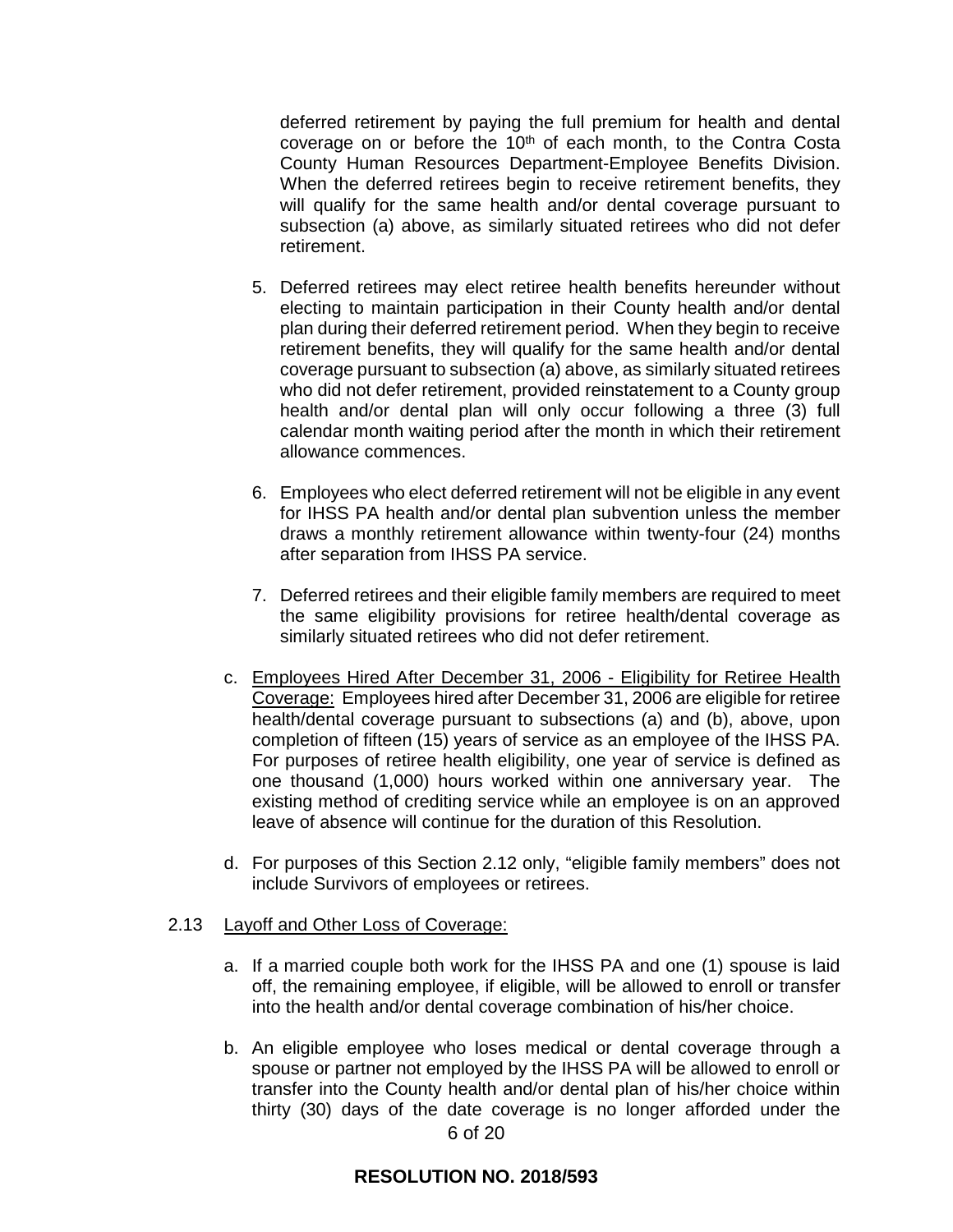deferred retirement by paying the full premium for health and dental coverage on or before the 10th of each month, to the Contra Costa County Human Resources Department-Employee Benefits Division. When the deferred retirees begin to receive retirement benefits, they will qualify for the same health and/or dental coverage pursuant to subsection (a) above, as similarly situated retirees who did not defer retirement.

5. Deferred retirees may elect retiree health benefits hereunder without electing to maintain participation in their County health and/or dental plan during their deferred retirement period. When they begin to receive retirement benefits, they will qualify for the same health and/or dental coverage pursuant to subsection (a) above, as similarly situated retirees who did not defer retirement, provided reinstatement to a County group health and/or dental plan will only occur following a three (3) full calendar month waiting period after the month in which their retirement allowance commences.

6. Employees who elect deferred retirement will not be eligible in any event for IHSS PA health and/or dental plan subvention unless the member draws a monthly retirement allowance within twenty-four (24) months after separation from IHSS PA service.

7. Deferred retirees and their eligible family members are required to meet the same eligibility provisions for retiree health/dental coverage as similarly situated retirees who did not defer retirement.

c. Employees Hired After December 31, 2006 - Eligibility for Retiree Health Coverage: Employees hired after December 31, 2006 are eligible for retiree health/dental coverage pursuant to subsections (a) and (b), above, upon completion of fifteen (15) years of service as an employee of the IHSS PA. For purposes of retiree health eligibility, one year of service is defined as one thousand (1,000) hours worked within one anniversary year. The existing method of crediting service while an employee is on an approved leave of absence will continue for the duration of this Resolution.

d. For purposes of this Section 2.12 only, "eligible family members" does not include Survivors of employees or retirees.

2.13 Layoff and Other Loss of Coverage:

a. If a married couple both work for the IHSS PA and one (1) spouse is laid off, the remaining employee, if eligible, will be allowed to enroll or transfer into the health and/or dental coverage combination of his/her choice.

b. An eligible employee who loses medical or dental coverage through a spouse or partner not employed by the IHSS PA will be allowed to enroll or transfer into the County health and/or dental plan of his/her choice within thirty (30) days of the date coverage is no longer afforded under the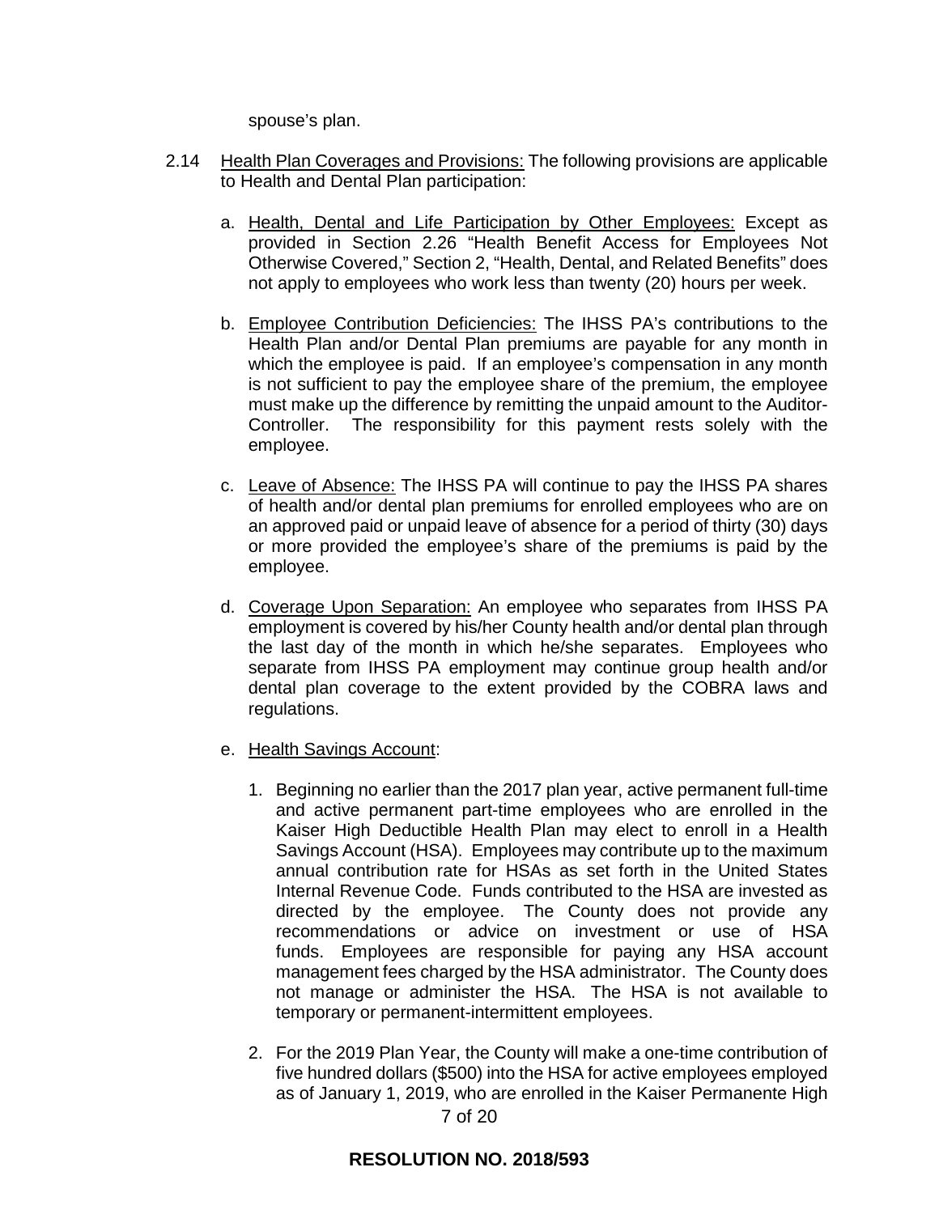spouse's plan.

2.14 Health Plan Coverages and Provisions: The following provisions are applicable to Health and Dental Plan participation:

a. Health, Dental and Life Participation by Other Employees: Except as provided in Section 2.26 "Health Benefit Access for Employees Not Otherwise Covered," Section 2, "Health, Dental, and Related Benefits" does not apply to employees who work less than twenty (20) hours per week.

b. Employee Contribution Deficiencies: The IHSS PA's contributions to the Health Plan and/or Dental Plan premiums are payable for any month in which the employee is paid. If an employee's compensation in any month is not sufficient to pay the employee share of the premium, the employee must make up the difference by remitting the unpaid amount to the Auditor-Controller. The responsibility for this payment rests solely with the employee.

c. Leave of Absence: The IHSS PA will continue to pay the IHSS PA shares of health and/or dental plan premiums for enrolled employees who are on an approved paid or unpaid leave of absence for a period of thirty (30) days or more provided the employee's share of the premiums is paid by the employee.

d. Coverage Upon Separation: An employee who separates from IHSS PA employment is covered by his/her County health and/or dental plan through the last day of the month in which he/she separates. Employees who separate from IHSS PA employment may continue group health and/or dental plan coverage to the extent provided by the COBRA laws and regulations.

e. Health Savings Account:

1. Beginning no earlier than the 2017 plan year, active permanent full-time and active permanent part-time employees who are enrolled in the Kaiser High Deductible Health Plan may elect to enroll in a Health Savings Account (HSA). Employees may contribute up to the maximum annual contribution rate for HSAs as set forth in the United States Internal Revenue Code. Funds contributed to the HSA are invested as directed by the employee. The County does not provide any recommendations or advice on investment or use of HSA funds. Employees are responsible for paying any HSA account management fees charged by the HSA administrator. The County does not manage or administer the HSA. The HSA is not available to temporary or permanent-intermittent employees.

2. For the 2019 Plan Year, the County will make a one-time contribution of five hundred dollars ($500) into the HSA for active employees employed as of January 1, 2019, who are enrolled in the Kaiser Permanente High

**RESOLUTION NO. 2018/593**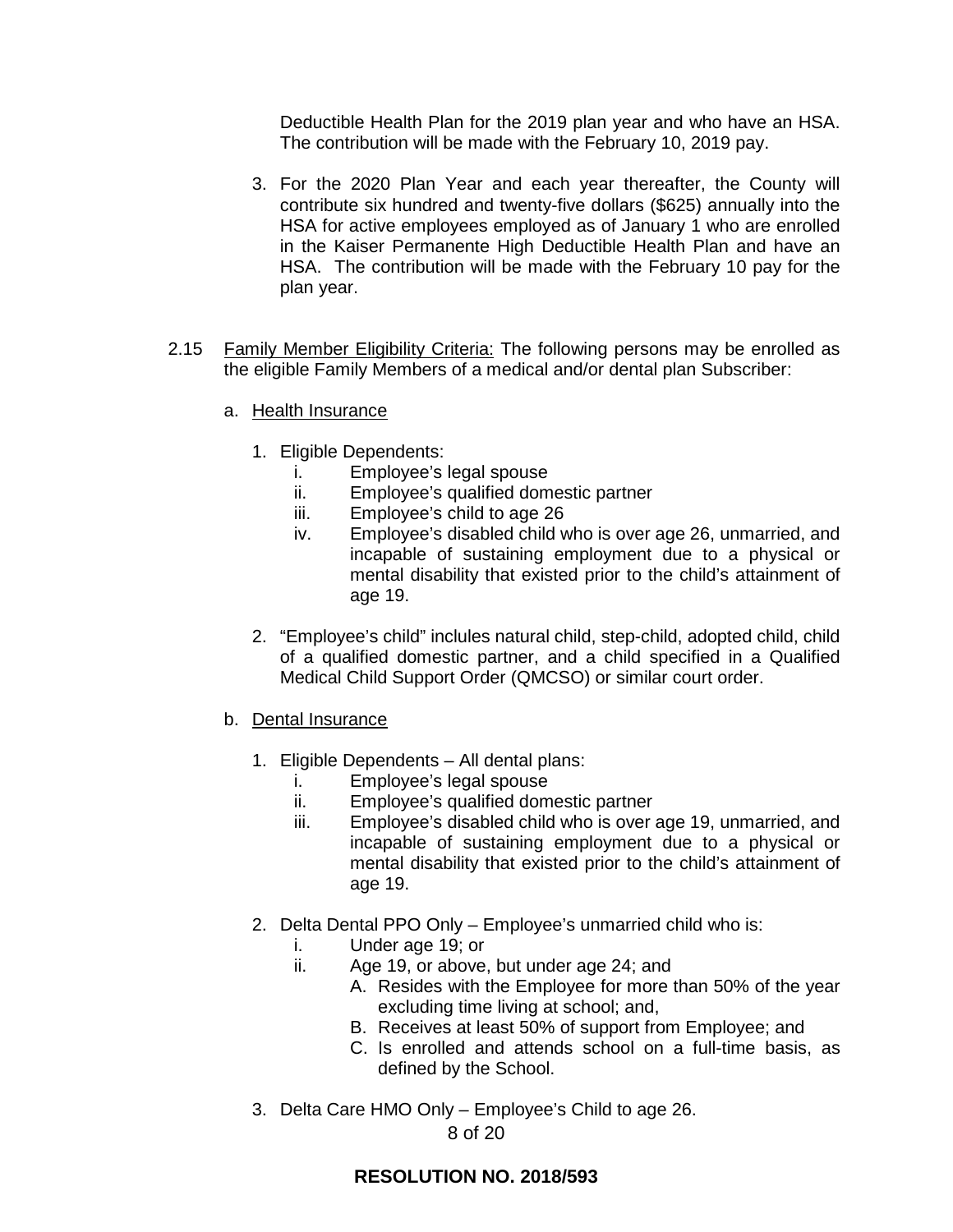Deductible Health Plan for the 2019 plan year and who have an HSA. The contribution will be made with the February 10, 2019 pay.

3. For the 2020 Plan Year and each year thereafter, the County will contribute six hundred and twenty-five dollars ($625) annually into the HSA for active employees employed as of January 1 who are enrolled in the Kaiser Permanente High Deductible Health Plan and have an HSA. The contribution will be made with the February 10 pay for the plan year.

2.15 Family Member Eligibility Criteria: The following persons may be enrolled as the eligible Family Members of a medical and/or dental plan Subscriber:

a. Health Insurance

1. Eligible Dependents:
   i. Employee's legal spouse
   ii. Employee's qualified domestic partner
   iii. Employee's child to age 26
   iv. Employee's disabled child who is over age 26, unmarried, and incapable of sustaining employment due to a physical or mental disability that existed prior to the child's attainment of age 19.

2. "Employee's child" inclules natural child, step-child, adopted child, child of a qualified domestic partner, and a child specified in a Qualified Medical Child Support Order (QMCSO) or similar court order.

b. Dental Insurance

1. Eligible Dependents – All dental plans:
   i. Employee's legal spouse
   ii. Employee's qualified domestic partner
   iii. Employee's disabled child who is over age 19, unmarried, and incapable of sustaining employment due to a physical or mental disability that existed prior to the child's attainment of age 19.

2. Delta Dental PPO Only – Employee's unmarried child who is:
   i. Under age 19; or
   ii. Age 19, or above, but under age 24; and
      A. Resides with the Employee for more than 50% of the year excluding time living at school; and,
      B. Receives at least 50% of support from Employee; and
      C. Is enrolled and attends school on a full-time basis, as defined by the School.

3. Delta Care HMO Only – Employee's Child to age 26.

**RESOLUTION NO. 2018/593**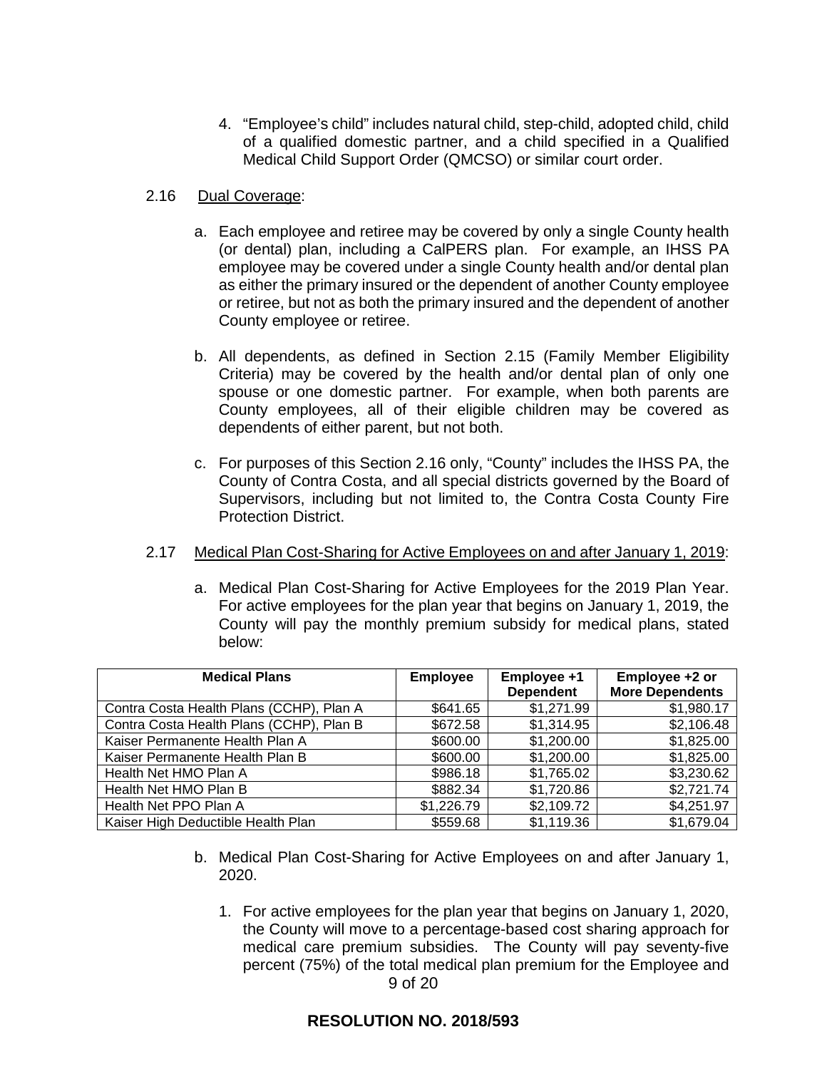4. "Employee's child" includes natural child, step-child, adopted child, child of a qualified domestic partner, and a child specified in a Qualified Medical Child Support Order (QMCSO) or similar court order.

2.16 <u>Dual Coverage</u>:

a. Each employee and retiree may be covered by only a single County health (or dental) plan, including a CalPERS plan. For example, an IHSS PA employee may be covered under a single County health and/or dental plan as either the primary insured or the dependent of another County employee or retiree, but not as both the primary insured and the dependent of another County employee or retiree.

b. All dependents, as defined in Section 2.15 (Family Member Eligibility Criteria) may be covered by the health and/or dental plan of only one spouse or one domestic partner. For example, when both parents are County employees, all of their eligible children may be covered as dependents of either parent, but not both.

c. For purposes of this Section 2.16 only, "County" includes the IHSS PA, the County of Contra Costa, and all special districts governed by the Board of Supervisors, including but not limited to, the Contra Costa County Fire Protection District.

2.17 <u>Medical Plan Cost-Sharing for Active Employees on and after January 1, 2019</u>:

a. Medical Plan Cost-Sharing for Active Employees for the 2019 Plan Year. For active employees for the plan year that begins on January 1, 2019, the County will pay the monthly premium subsidy for medical plans, stated below:

| Medical Plans | Employee | Employee +1 Dependent | Employee +2 or More Dependents |
|---|---:|---:|---:|
| Contra Costa Health Plans (CCHP), Plan A | $641.65 | $1,271.99 | $1,980.17 |
| Contra Costa Health Plans (CCHP), Plan B | $672.58 | $1,314.95 | $2,106.48 |
| Kaiser Permanente Health Plan A | $600.00 | $1,200.00 | $1,825.00 |
| Kaiser Permanente Health Plan B | $600.00 | $1,200.00 | $1,825.00 |
| Health Net HMO Plan A | $986.18 | $1,765.02 | $3,230.62 |
| Health Net HMO Plan B | $882.34 | $1,720.86 | $2,721.74 |
| Health Net PPO Plan A | $1,226.79 | $2,109.72 | $4,251.97 |
| Kaiser High Deductible Health Plan | $559.68 | $1,119.36 | $1,679.04 |

b. Medical Plan Cost-Sharing for Active Employees on and after January 1, 2020.

1. For active employees for the plan year that begins on January 1, 2020, the County will move to a percentage-based cost sharing approach for medical care premium subsidies. The County will pay seventy-five percent (75%) of the total medical plan premium for the Employee and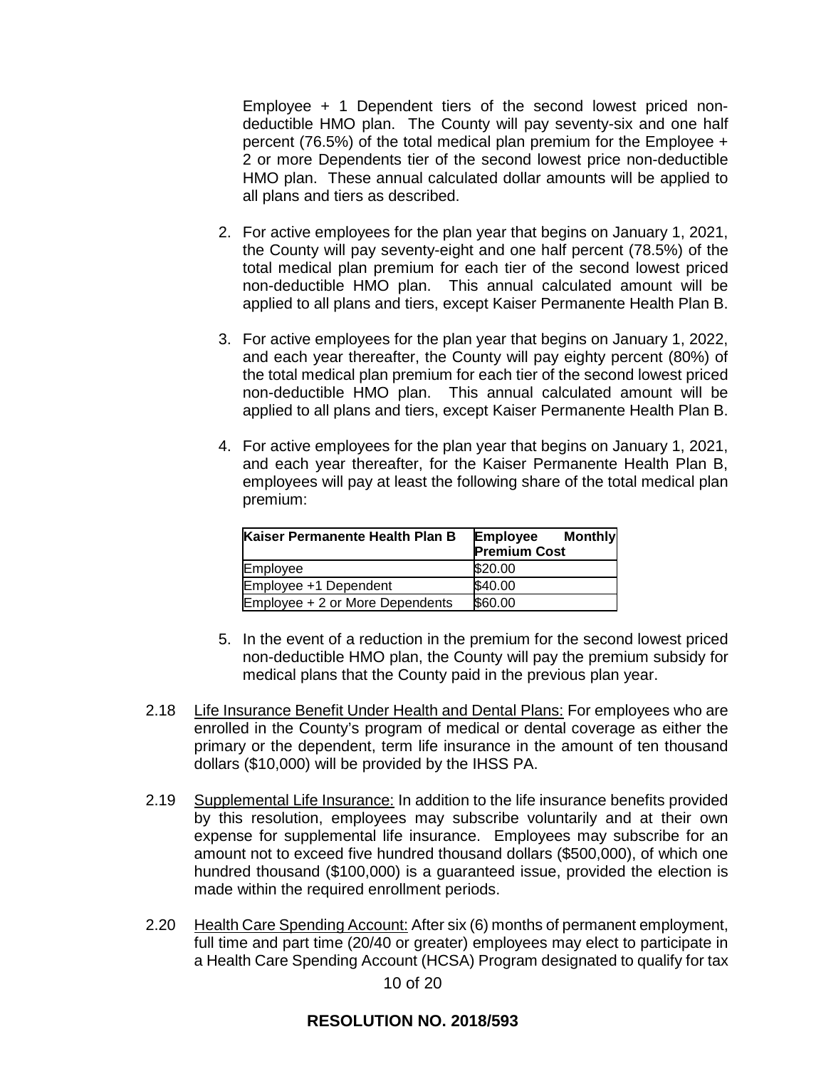Employee + 1 Dependent tiers of the second lowest priced non-deductible HMO plan. The County will pay seventy-six and one half percent (76.5%) of the total medical plan premium for the Employee + 2 or more Dependents tier of the second lowest price non-deductible HMO plan. These annual calculated dollar amounts will be applied to all plans and tiers as described.

2. For active employees for the plan year that begins on January 1, 2021, the County will pay seventy-eight and one half percent (78.5%) of the total medical plan premium for each tier of the second lowest priced non-deductible HMO plan. This annual calculated amount will be applied to all plans and tiers, except Kaiser Permanente Health Plan B.

3. For active employees for the plan year that begins on January 1, 2022, and each year thereafter, the County will pay eighty percent (80%) of the total medical plan premium for each tier of the second lowest priced non-deductible HMO plan. This annual calculated amount will be applied to all plans and tiers, except Kaiser Permanente Health Plan B.

4. For active employees for the plan year that begins on January 1, 2021, and each year thereafter, for the Kaiser Permanente Health Plan B, employees will pay at least the following share of the total medical plan premium:

| **Kaiser Permanente Health Plan B** | **Employee Monthly Premium Cost** |
|---|---|
| Employee | $20.00 |
| Employee +1 Dependent | $40.00 |
| Employee + 2 or More Dependents | $60.00 |

5. In the event of a reduction in the premium for the second lowest priced non-deductible HMO plan, the County will pay the premium subsidy for medical plans that the County paid in the previous plan year.

2.18 Life Insurance Benefit Under Health and Dental Plans: For employees who are enrolled in the County's program of medical or dental coverage as either the primary or the dependent, term life insurance in the amount of ten thousand dollars ($10,000) will be provided by the IHSS PA.

2.19 Supplemental Life Insurance: In addition to the life insurance benefits provided by this resolution, employees may subscribe voluntarily and at their own expense for supplemental life insurance. Employees may subscribe for an amount not to exceed five hundred thousand dollars ($500,000), of which one hundred thousand ($100,000) is a guaranteed issue, provided the election is made within the required enrollment periods.

2.20 Health Care Spending Account: After six (6) months of permanent employment, full time and part time (20/40 or greater) employees may elect to participate in a Health Care Spending Account (HCSA) Program designated to qualify for tax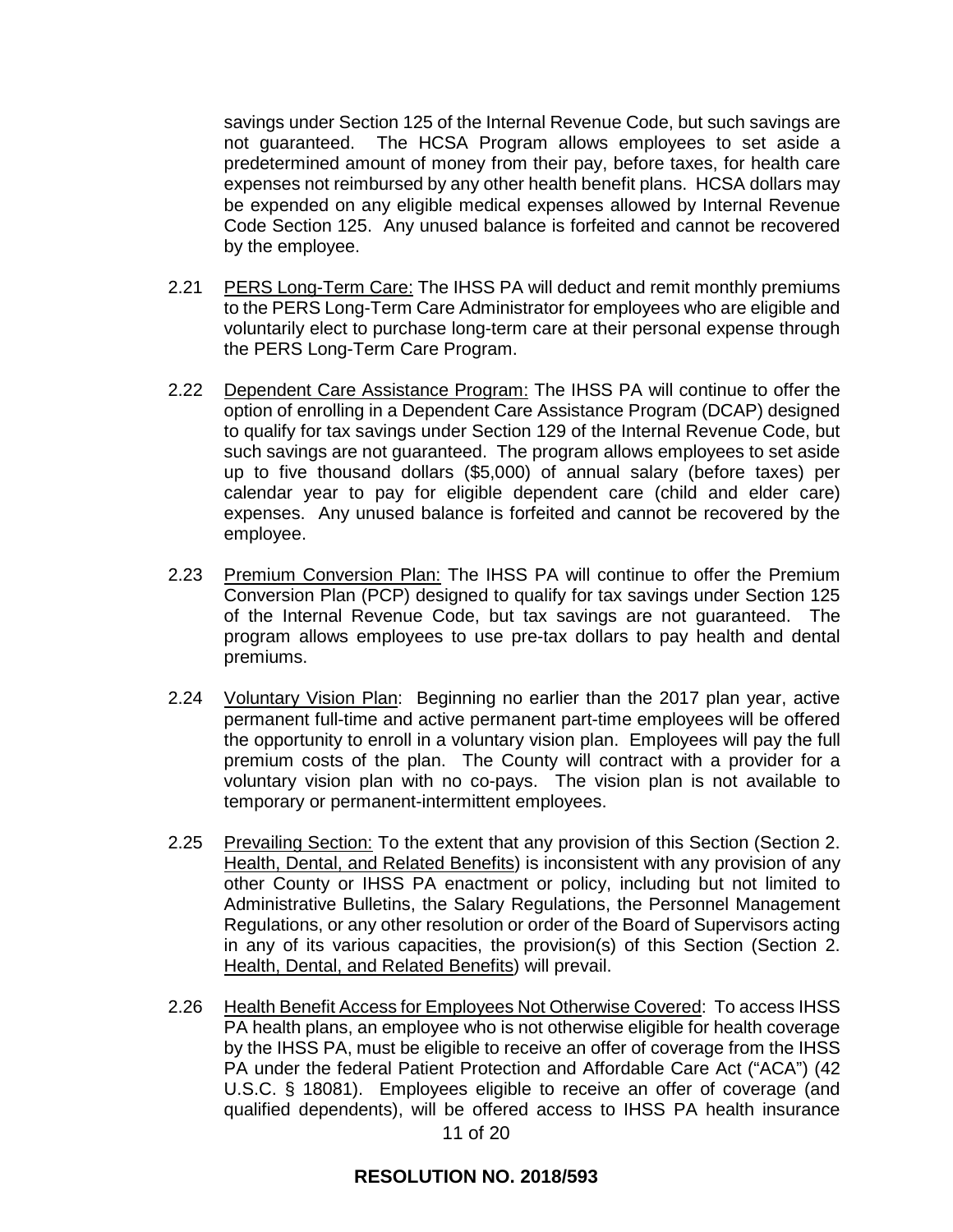savings under Section 125 of the Internal Revenue Code, but such savings are not guaranteed. The HCSA Program allows employees to set aside a predetermined amount of money from their pay, before taxes, for health care expenses not reimbursed by any other health benefit plans. HCSA dollars may be expended on any eligible medical expenses allowed by Internal Revenue Code Section 125. Any unused balance is forfeited and cannot be recovered by the employee.

2.21 PERS Long-Term Care: The IHSS PA will deduct and remit monthly premiums to the PERS Long-Term Care Administrator for employees who are eligible and voluntarily elect to purchase long-term care at their personal expense through the PERS Long-Term Care Program.

2.22 Dependent Care Assistance Program: The IHSS PA will continue to offer the option of enrolling in a Dependent Care Assistance Program (DCAP) designed to qualify for tax savings under Section 129 of the Internal Revenue Code, but such savings are not guaranteed. The program allows employees to set aside up to five thousand dollars ($5,000) of annual salary (before taxes) per calendar year to pay for eligible dependent care (child and elder care) expenses. Any unused balance is forfeited and cannot be recovered by the employee.

2.23 Premium Conversion Plan: The IHSS PA will continue to offer the Premium Conversion Plan (PCP) designed to qualify for tax savings under Section 125 of the Internal Revenue Code, but tax savings are not guaranteed. The program allows employees to use pre-tax dollars to pay health and dental premiums.

2.24 Voluntary Vision Plan: Beginning no earlier than the 2017 plan year, active permanent full-time and active permanent part-time employees will be offered the opportunity to enroll in a voluntary vision plan. Employees will pay the full premium costs of the plan. The County will contract with a provider for a voluntary vision plan with no co-pays. The vision plan is not available to temporary or permanent-intermittent employees.

2.25 Prevailing Section: To the extent that any provision of this Section (Section 2. Health, Dental, and Related Benefits) is inconsistent with any provision of any other County or IHSS PA enactment or policy, including but not limited to Administrative Bulletins, the Salary Regulations, the Personnel Management Regulations, or any other resolution or order of the Board of Supervisors acting in any of its various capacities, the provision(s) of this Section (Section 2. Health, Dental, and Related Benefits) will prevail.

2.26 Health Benefit Access for Employees Not Otherwise Covered: To access IHSS PA health plans, an employee who is not otherwise eligible for health coverage by the IHSS PA, must be eligible to receive an offer of coverage from the IHSS PA under the federal Patient Protection and Affordable Care Act ("ACA") (42 U.S.C. § 18081). Employees eligible to receive an offer of coverage (and qualified dependents), will be offered access to IHSS PA health insurance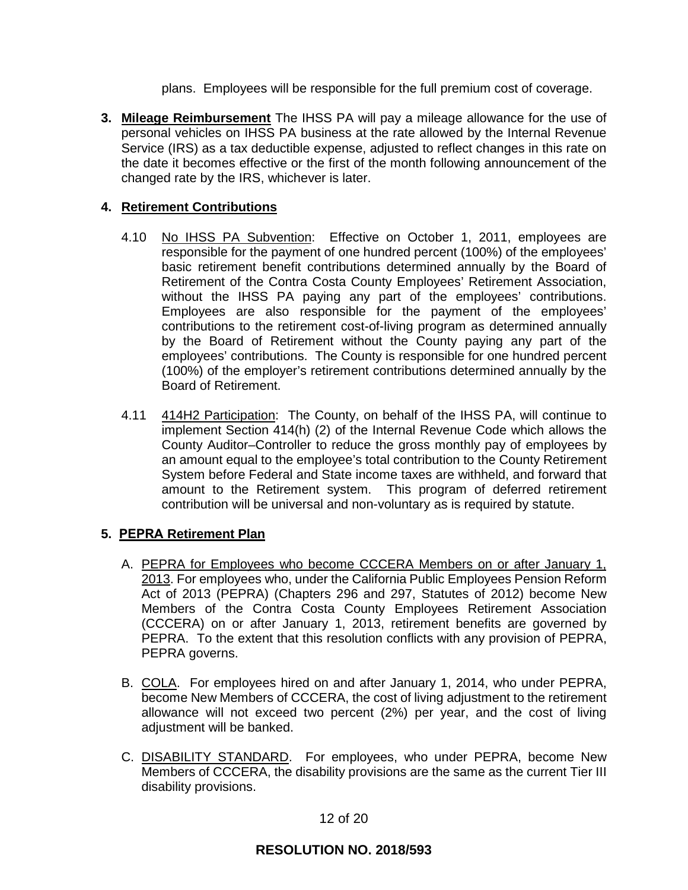plans. Employees will be responsible for the full premium cost of coverage.

**3. <u>Mileage Reimbursement</u>** The IHSS PA will pay a mileage allowance for the use of personal vehicles on IHSS PA business at the rate allowed by the Internal Revenue Service (IRS) as a tax deductible expense, adjusted to reflect changes in this rate on the date it becomes effective or the first of the month following announcement of the changed rate by the IRS, whichever is later.

**4. <u>Retirement Contributions</u>**

4.10 <u>No IHSS PA Subvention</u>: Effective on October 1, 2011, employees are responsible for the payment of one hundred percent (100%) of the employees' basic retirement benefit contributions determined annually by the Board of Retirement of the Contra Costa County Employees' Retirement Association, without the IHSS PA paying any part of the employees' contributions. Employees are also responsible for the payment of the employees' contributions to the retirement cost-of-living program as determined annually by the Board of Retirement without the County paying any part of the employees' contributions. The County is responsible for one hundred percent (100%) of the employer's retirement contributions determined annually by the Board of Retirement.

4.11 <u>414H2 Participation</u>: The County, on behalf of the IHSS PA, will continue to implement Section 414(h) (2) of the Internal Revenue Code which allows the County Auditor–Controller to reduce the gross monthly pay of employees by an amount equal to the employee's total contribution to the County Retirement System before Federal and State income taxes are withheld, and forward that amount to the Retirement system. This program of deferred retirement contribution will be universal and non-voluntary as is required by statute.

**5. <u>PEPRA Retirement Plan</u>**

A. <u>PEPRA for Employees who become CCCERA Members on or after January 1, 2013</u>. For employees who, under the California Public Employees Pension Reform Act of 2013 (PEPRA) (Chapters 296 and 297, Statutes of 2012) become New Members of the Contra Costa County Employees Retirement Association (CCCERA) on or after January 1, 2013, retirement benefits are governed by PEPRA. To the extent that this resolution conflicts with any provision of PEPRA, PEPRA governs.

B. <u>COLA</u>. For employees hired on and after January 1, 2014, who under PEPRA, become New Members of CCCERA, the cost of living adjustment to the retirement allowance will not exceed two percent (2%) per year, and the cost of living adjustment will be banked.

C. <u>DISABILITY STANDARD</u>. For employees, who under PEPRA, become New Members of CCCERA, the disability provisions are the same as the current Tier III disability provisions.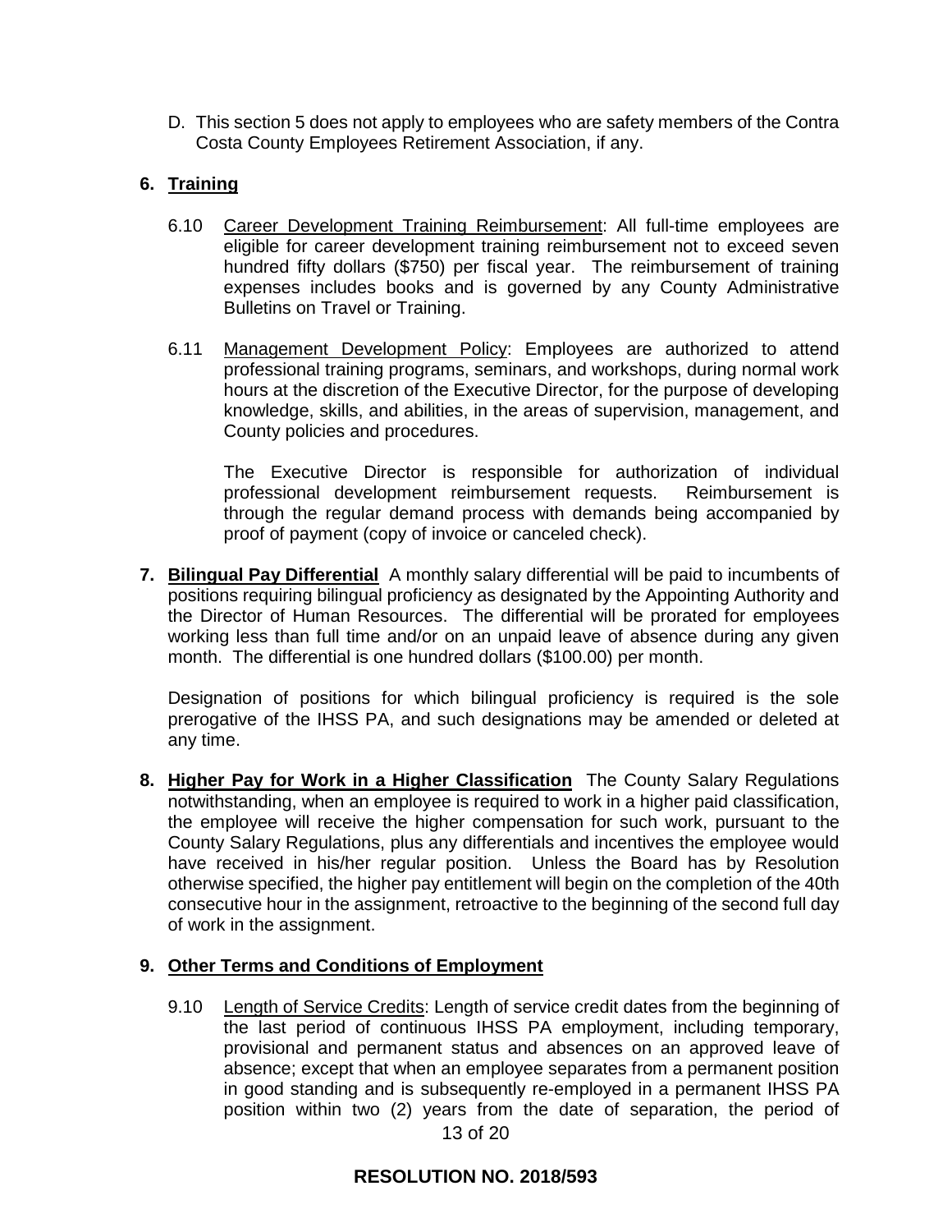D. This section 5 does not apply to employees who are safety members of the Contra Costa County Employees Retirement Association, if any.

## 6. Training

6.10 Career Development Training Reimbursement: All full-time employees are eligible for career development training reimbursement not to exceed seven hundred fifty dollars ($750) per fiscal year. The reimbursement of training expenses includes books and is governed by any County Administrative Bulletins on Travel or Training.

6.11 Management Development Policy: Employees are authorized to attend professional training programs, seminars, and workshops, during normal work hours at the discretion of the Executive Director, for the purpose of developing knowledge, skills, and abilities, in the areas of supervision, management, and County policies and procedures.

The Executive Director is responsible for authorization of individual professional development reimbursement requests. Reimbursement is through the regular demand process with demands being accompanied by proof of payment (copy of invoice or canceled check).

**7. Bilingual Pay Differential** A monthly salary differential will be paid to incumbents of positions requiring bilingual proficiency as designated by the Appointing Authority and the Director of Human Resources. The differential will be prorated for employees working less than full time and/or on an unpaid leave of absence during any given month. The differential is one hundred dollars ($100.00) per month.

Designation of positions for which bilingual proficiency is required is the sole prerogative of the IHSS PA, and such designations may be amended or deleted at any time.

**8. Higher Pay for Work in a Higher Classification** The County Salary Regulations notwithstanding, when an employee is required to work in a higher paid classification, the employee will receive the higher compensation for such work, pursuant to the County Salary Regulations, plus any differentials and incentives the employee would have received in his/her regular position. Unless the Board has by Resolution otherwise specified, the higher pay entitlement will begin on the completion of the 40th consecutive hour in the assignment, retroactive to the beginning of the second full day of work in the assignment.

## 9. Other Terms and Conditions of Employment

9.10 Length of Service Credits: Length of service credit dates from the beginning of the last period of continuous IHSS PA employment, including temporary, provisional and permanent status and absences on an approved leave of absence; except that when an employee separates from a permanent position in good standing and is subsequently re-employed in a permanent IHSS PA position within two (2) years from the date of separation, the period of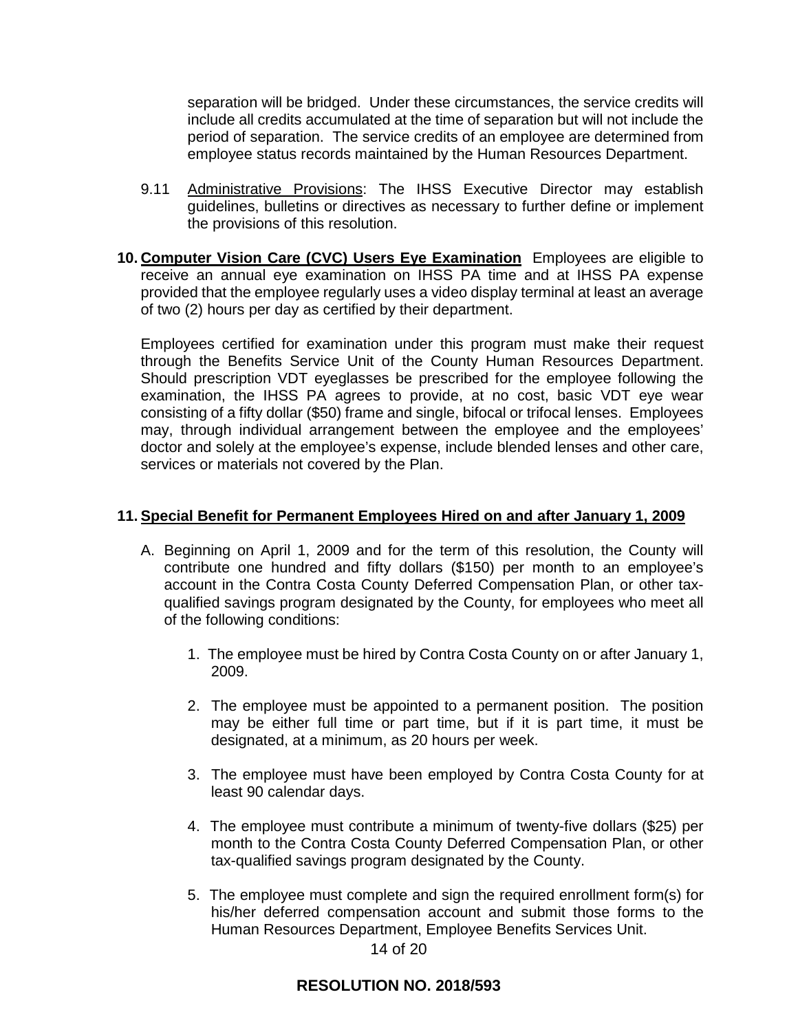separation will be bridged. Under these circumstances, the service credits will include all credits accumulated at the time of separation but will not include the period of separation. The service credits of an employee are determined from employee status records maintained by the Human Resources Department.

9.11 Administrative Provisions: The IHSS Executive Director may establish guidelines, bulletins or directives as necessary to further define or implement the provisions of this resolution.

**10. Computer Vision Care (CVC) Users Eye Examination** Employees are eligible to receive an annual eye examination on IHSS PA time and at IHSS PA expense provided that the employee regularly uses a video display terminal at least an average of two (2) hours per day as certified by their department.

Employees certified for examination under this program must make their request through the Benefits Service Unit of the County Human Resources Department. Should prescription VDT eyeglasses be prescribed for the employee following the examination, the IHSS PA agrees to provide, at no cost, basic VDT eye wear consisting of a fifty dollar ($50) frame and single, bifocal or trifocal lenses. Employees may, through individual arrangement between the employee and the employees' doctor and solely at the employee's expense, include blended lenses and other care, services or materials not covered by the Plan.

**11. Special Benefit for Permanent Employees Hired on and after January 1, 2009**

A. Beginning on April 1, 2009 and for the term of this resolution, the County will contribute one hundred and fifty dollars ($150) per month to an employee's account in the Contra Costa County Deferred Compensation Plan, or other tax-qualified savings program designated by the County, for employees who meet all of the following conditions:

1. The employee must be hired by Contra Costa County on or after January 1, 2009.

2. The employee must be appointed to a permanent position. The position may be either full time or part time, but if it is part time, it must be designated, at a minimum, as 20 hours per week.

3. The employee must have been employed by Contra Costa County for at least 90 calendar days.

4. The employee must contribute a minimum of twenty-five dollars ($25) per month to the Contra Costa County Deferred Compensation Plan, or other tax-qualified savings program designated by the County.

5. The employee must complete and sign the required enrollment form(s) for his/her deferred compensation account and submit those forms to the Human Resources Department, Employee Benefits Services Unit.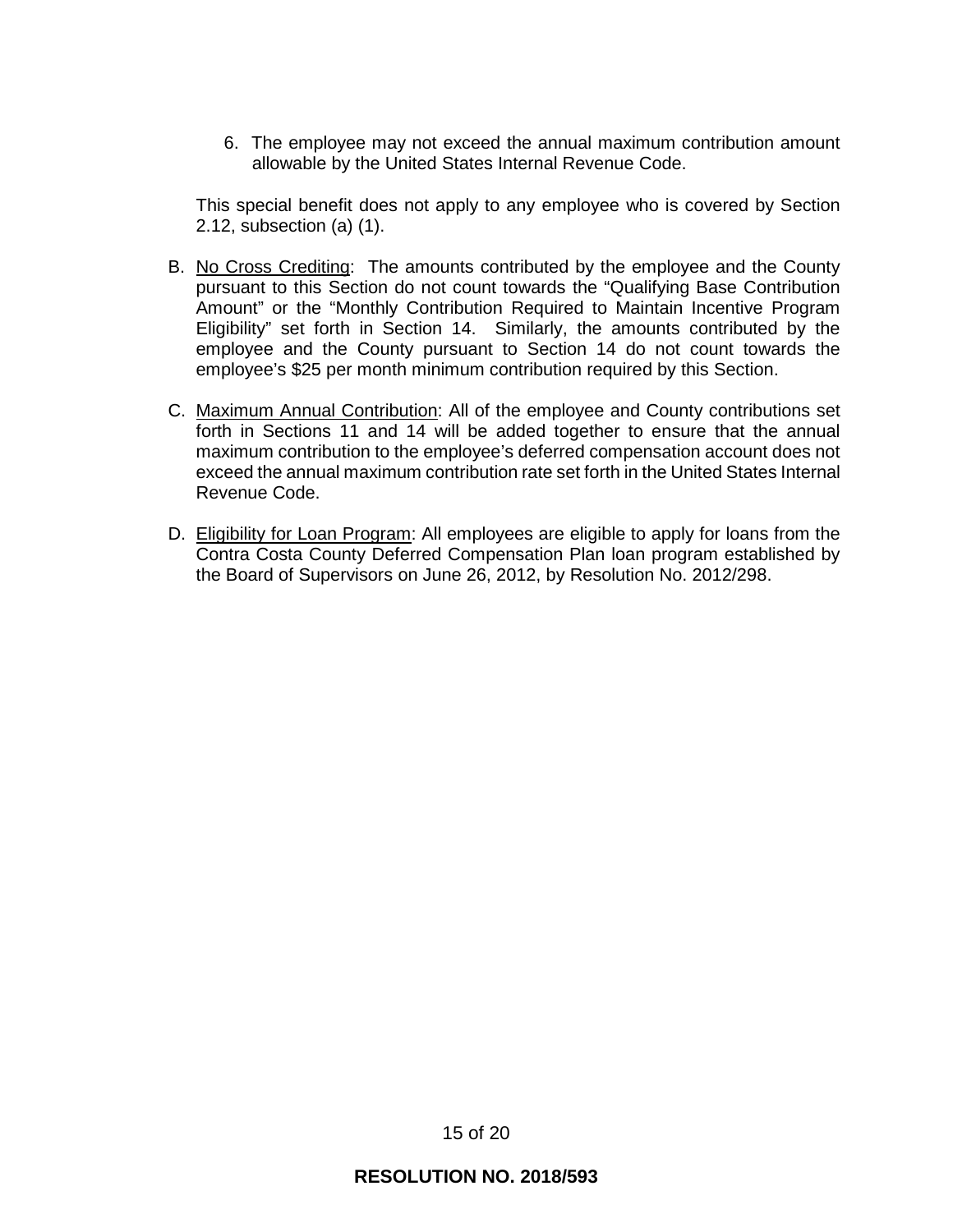6. The employee may not exceed the annual maximum contribution amount allowable by the United States Internal Revenue Code.

This special benefit does not apply to any employee who is covered by Section 2.12, subsection (a) (1).

B. No Cross Crediting: The amounts contributed by the employee and the County pursuant to this Section do not count towards the "Qualifying Base Contribution Amount" or the "Monthly Contribution Required to Maintain Incentive Program Eligibility" set forth in Section 14. Similarly, the amounts contributed by the employee and the County pursuant to Section 14 do not count towards the employee's $25 per month minimum contribution required by this Section.

C. Maximum Annual Contribution: All of the employee and County contributions set forth in Sections 11 and 14 will be added together to ensure that the annual maximum contribution to the employee's deferred compensation account does not exceed the annual maximum contribution rate set forth in the United States Internal Revenue Code.

D. Eligibility for Loan Program: All employees are eligible to apply for loans from the Contra Costa County Deferred Compensation Plan loan program established by the Board of Supervisors on June 26, 2012, by Resolution No. 2012/298.

**RESOLUTION NO. 2018/593**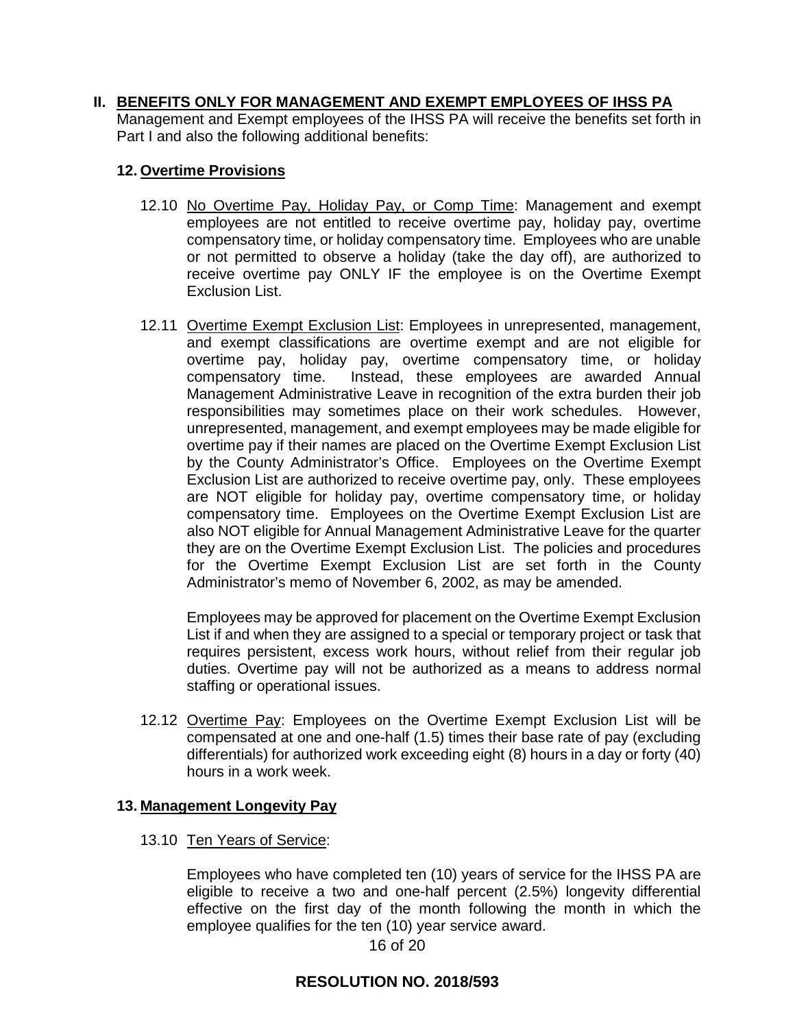## II. BENEFITS ONLY FOR MANAGEMENT AND EXEMPT EMPLOYEES OF IHSS PA

Management and Exempt employees of the IHSS PA will receive the benefits set forth in Part I and also the following additional benefits:

### 12. Overtime Provisions

12.10 No Overtime Pay, Holiday Pay, or Comp Time: Management and exempt employees are not entitled to receive overtime pay, holiday pay, overtime compensatory time, or holiday compensatory time. Employees who are unable or not permitted to observe a holiday (take the day off), are authorized to receive overtime pay ONLY IF the employee is on the Overtime Exempt Exclusion List.

12.11 Overtime Exempt Exclusion List: Employees in unrepresented, management, and exempt classifications are overtime exempt and are not eligible for overtime pay, holiday pay, overtime compensatory time, or holiday compensatory time. Instead, these employees are awarded Annual Management Administrative Leave in recognition of the extra burden their job responsibilities may sometimes place on their work schedules. However, unrepresented, management, and exempt employees may be made eligible for overtime pay if their names are placed on the Overtime Exempt Exclusion List by the County Administrator's Office. Employees on the Overtime Exempt Exclusion List are authorized to receive overtime pay, only. These employees are NOT eligible for holiday pay, overtime compensatory time, or holiday compensatory time. Employees on the Overtime Exempt Exclusion List are also NOT eligible for Annual Management Administrative Leave for the quarter they are on the Overtime Exempt Exclusion List. The policies and procedures for the Overtime Exempt Exclusion List are set forth in the County Administrator's memo of November 6, 2002, as may be amended.

Employees may be approved for placement on the Overtime Exempt Exclusion List if and when they are assigned to a special or temporary project or task that requires persistent, excess work hours, without relief from their regular job duties. Overtime pay will not be authorized as a means to address normal staffing or operational issues.

12.12 Overtime Pay: Employees on the Overtime Exempt Exclusion List will be compensated at one and one-half (1.5) times their base rate of pay (excluding differentials) for authorized work exceeding eight (8) hours in a day or forty (40) hours in a work week.

### 13. Management Longevity Pay

13.10 Ten Years of Service:

Employees who have completed ten (10) years of service for the IHSS PA are eligible to receive a two and one-half percent (2.5%) longevity differential effective on the first day of the month following the month in which the employee qualifies for the ten (10) year service award.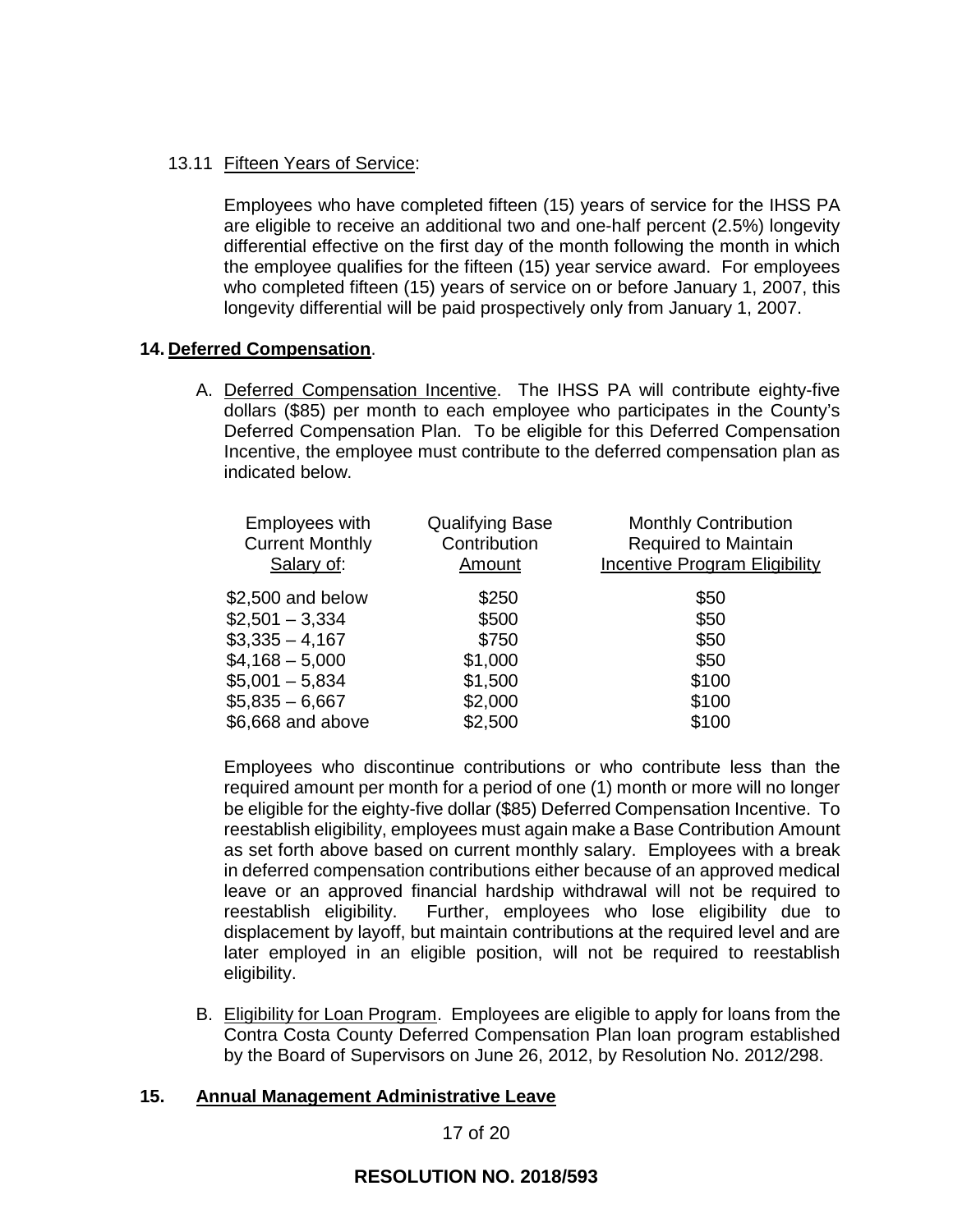13.11 Fifteen Years of Service:

Employees who have completed fifteen (15) years of service for the IHSS PA are eligible to receive an additional two and one-half percent (2.5%) longevity differential effective on the first day of the month following the month in which the employee qualifies for the fifteen (15) year service award. For employees who completed fifteen (15) years of service on or before January 1, 2007, this longevity differential will be paid prospectively only from January 1, 2007.

**14. Deferred Compensation.**

A. Deferred Compensation Incentive. The IHSS PA will contribute eighty-five dollars ($85) per month to each employee who participates in the County's Deferred Compensation Plan. To be eligible for this Deferred Compensation Incentive, the employee must contribute to the deferred compensation plan as indicated below.

| Employees with Current Monthly Salary of: | Qualifying Base Contribution Amount | Monthly Contribution Required to Maintain Incentive Program Eligibility |
|---|---|---|
| $2,500 and below | $250 | $50 |
| $2,501 – 3,334 | $500 | $50 |
| $3,335 – 4,167 | $750 | $50 |
| $4,168 – 5,000 | $1,000 | $50 |
| $5,001 – 5,834 | $1,500 | $100 |
| $5,835 – 6,667 | $2,000 | $100 |
| $6,668 and above | $2,500 | $100 |

Employees who discontinue contributions or who contribute less than the required amount per month for a period of one (1) month or more will no longer be eligible for the eighty-five dollar ($85) Deferred Compensation Incentive. To reestablish eligibility, employees must again make a Base Contribution Amount as set forth above based on current monthly salary. Employees with a break in deferred compensation contributions either because of an approved medical leave or an approved financial hardship withdrawal will not be required to reestablish eligibility. Further, employees who lose eligibility due to displacement by layoff, but maintain contributions at the required level and are later employed in an eligible position, will not be required to reestablish eligibility.

B. Eligibility for Loan Program. Employees are eligible to apply for loans from the Contra Costa County Deferred Compensation Plan loan program established by the Board of Supervisors on June 26, 2012, by Resolution No. 2012/298.

**15. Annual Management Administrative Leave**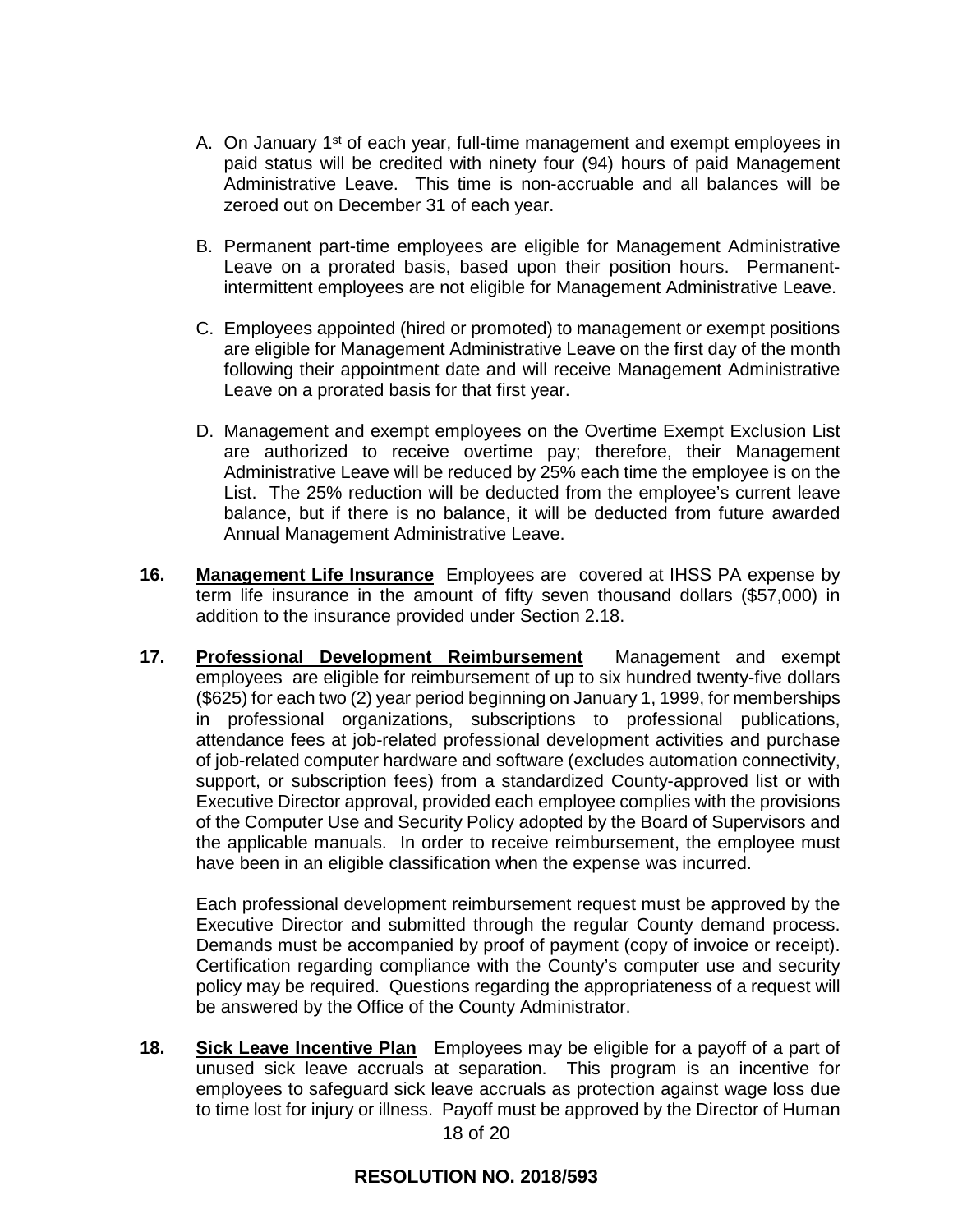A. On January 1st of each year, full-time management and exempt employees in paid status will be credited with ninety four (94) hours of paid Management Administrative Leave. This time is non-accruable and all balances will be zeroed out on December 31 of each year.

B. Permanent part-time employees are eligible for Management Administrative Leave on a prorated basis, based upon their position hours. Permanent-intermittent employees are not eligible for Management Administrative Leave.

C. Employees appointed (hired or promoted) to management or exempt positions are eligible for Management Administrative Leave on the first day of the month following their appointment date and will receive Management Administrative Leave on a prorated basis for that first year.

D. Management and exempt employees on the Overtime Exempt Exclusion List are authorized to receive overtime pay; therefore, their Management Administrative Leave will be reduced by 25% each time the employee is on the List. The 25% reduction will be deducted from the employee's current leave balance, but if there is no balance, it will be deducted from future awarded Annual Management Administrative Leave.

**16.** **Management Life Insurance** Employees are covered at IHSS PA expense by term life insurance in the amount of fifty seven thousand dollars ($57,000) in addition to the insurance provided under Section 2.18.

**17.** **Professional Development Reimbursement** Management and exempt employees are eligible for reimbursement of up to six hundred twenty-five dollars ($625) for each two (2) year period beginning on January 1, 1999, for memberships in professional organizations, subscriptions to professional publications, attendance fees at job-related professional development activities and purchase of job-related computer hardware and software (excludes automation connectivity, support, or subscription fees) from a standardized County-approved list or with Executive Director approval, provided each employee complies with the provisions of the Computer Use and Security Policy adopted by the Board of Supervisors and the applicable manuals. In order to receive reimbursement, the employee must have been in an eligible classification when the expense was incurred.

Each professional development reimbursement request must be approved by the Executive Director and submitted through the regular County demand process. Demands must be accompanied by proof of payment (copy of invoice or receipt). Certification regarding compliance with the County's computer use and security policy may be required. Questions regarding the appropriateness of a request will be answered by the Office of the County Administrator.

**18.** **Sick Leave Incentive Plan** Employees may be eligible for a payoff of a part of unused sick leave accruals at separation. This program is an incentive for employees to safeguard sick leave accruals as protection against wage loss due to time lost for injury or illness. Payoff must be approved by the Director of Human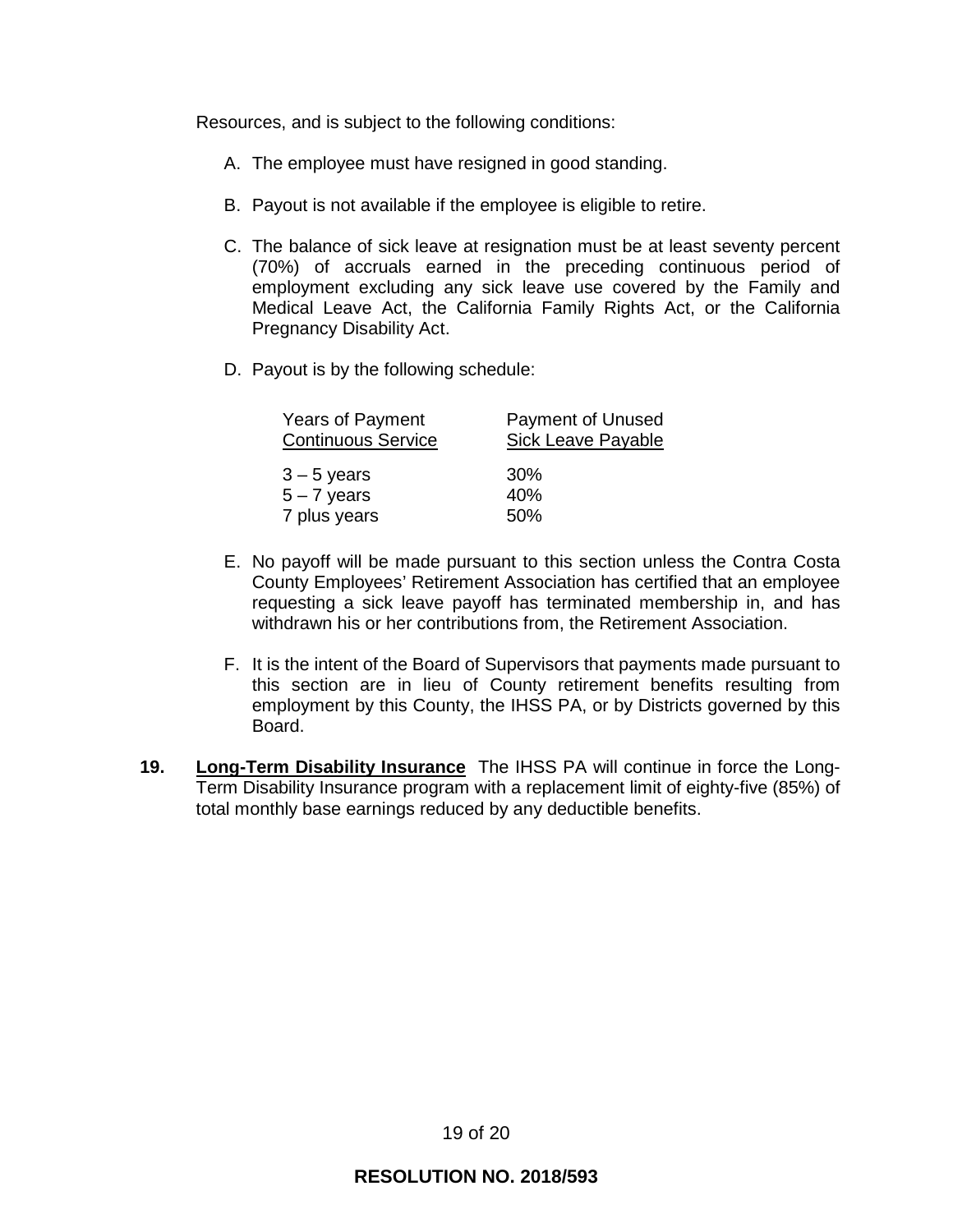Resources, and is subject to the following conditions:

A. The employee must have resigned in good standing.

B. Payout is not available if the employee is eligible to retire.

C. The balance of sick leave at resignation must be at least seventy percent (70%) of accruals earned in the preceding continuous period of employment excluding any sick leave use covered by the Family and Medical Leave Act, the California Family Rights Act, or the California Pregnancy Disability Act.

D. Payout is by the following schedule:

| Years of Payment <u>Continuous Service</u> | Payment of Unused <u>Sick Leave Payable</u> |
|---|---|
| 3 – 5 years | 30% |
| 5 – 7 years | 40% |
| 7 plus years | 50% |

E. No payoff will be made pursuant to this section unless the Contra Costa County Employees' Retirement Association has certified that an employee requesting a sick leave payoff has terminated membership in, and has withdrawn his or her contributions from, the Retirement Association.

F. It is the intent of the Board of Supervisors that payments made pursuant to this section are in lieu of County retirement benefits resulting from employment by this County, the IHSS PA, or by Districts governed by this Board.

**19. <u>Long-Term Disability Insurance</u>** The IHSS PA will continue in force the Long-Term Disability Insurance program with a replacement limit of eighty-five (85%) of total monthly base earnings reduced by any deductible benefits.

**RESOLUTION NO. 2018/593**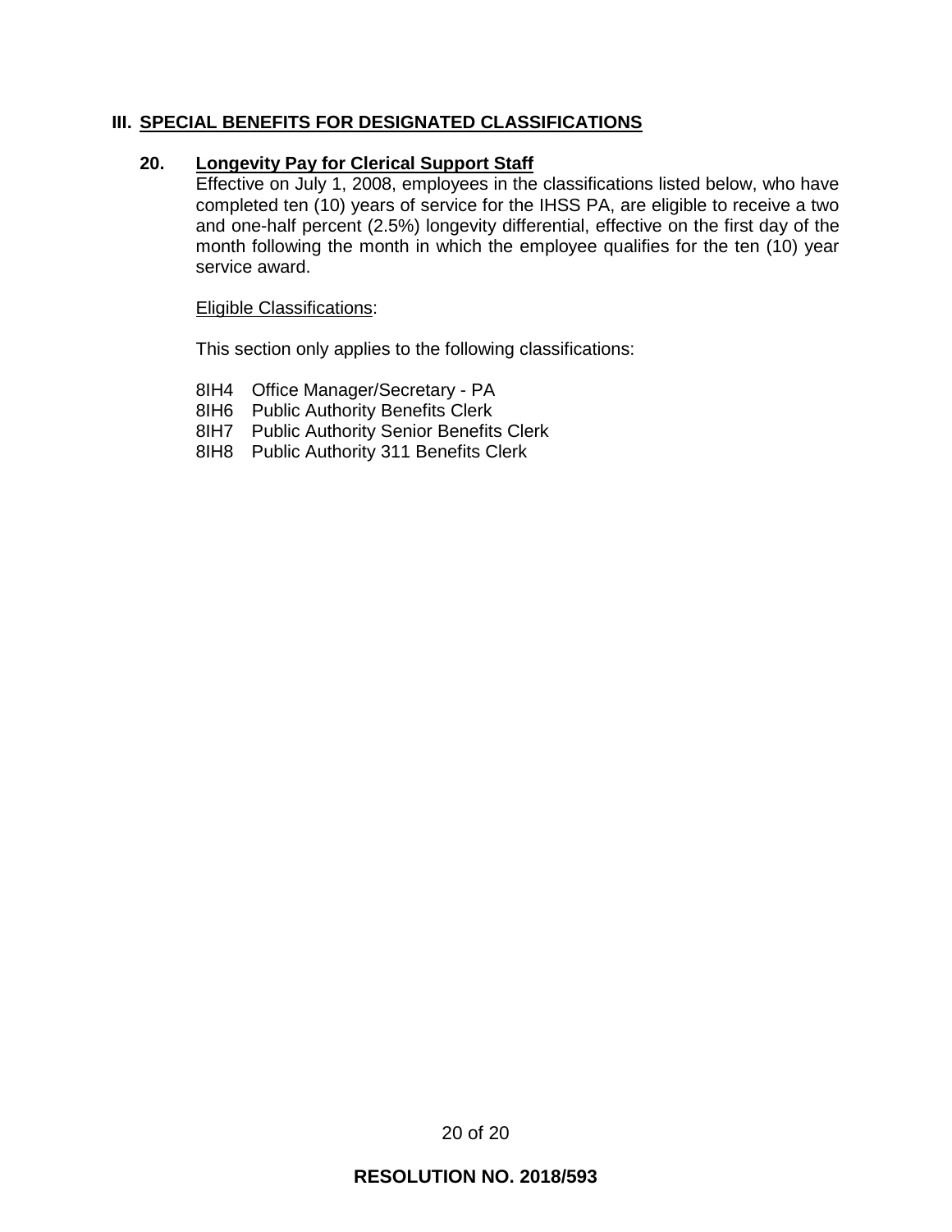## III. SPECIAL BENEFITS FOR DESIGNATED CLASSIFICATIONS

### 20. Longevity Pay for Clerical Support Staff

Effective on July 1, 2008, employees in the classifications listed below, who have completed ten (10) years of service for the IHSS PA, are eligible to receive a two and one-half percent (2.5%) longevity differential, effective on the first day of the month following the month in which the employee qualifies for the ten (10) year service award.

Eligible Classifications:

This section only applies to the following classifications:

- 8IH4 Office Manager/Secretary - PA
- 8IH6 Public Authority Benefits Clerk
- 8IH7 Public Authority Senior Benefits Clerk
- 8IH8 Public Authority 311 Benefits Clerk

**RESOLUTION NO. 2018/593**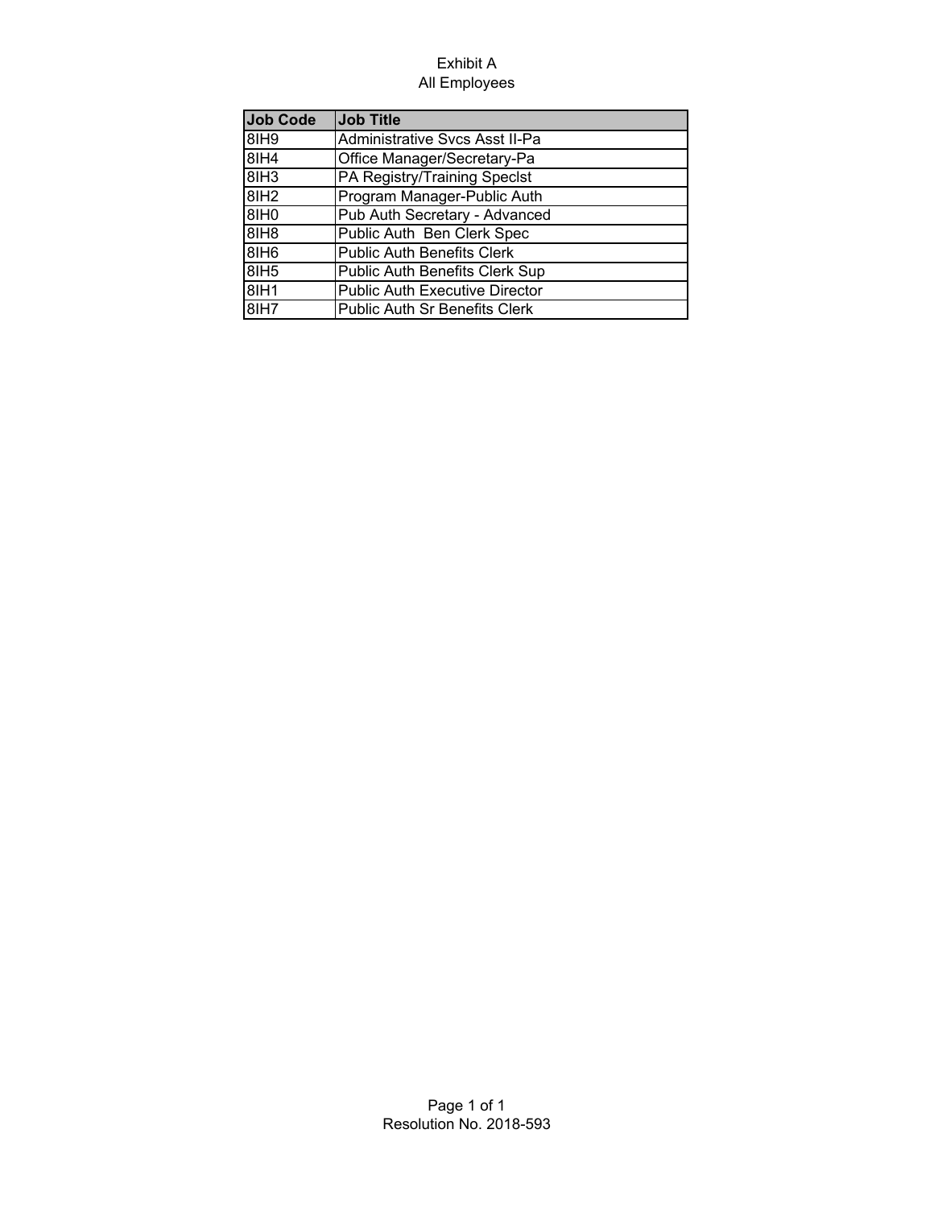Exhibit A

All Employees

| Job Code | Job Title |
|---|---|
| 8IH9 | Administrative Svcs Asst II-Pa |
| 8IH4 | Office Manager/Secretary-Pa |
| 8IH3 | PA Registry/Training Speclst |
| 8IH2 | Program Manager-Public Auth |
| 8IH0 | Pub Auth Secretary - Advanced |
| 8IH8 | Public Auth  Ben Clerk Spec |
| 8IH6 | Public Auth Benefits Clerk |
| 8IH5 | Public Auth Benefits Clerk Sup |
| 8IH1 | Public Auth Executive Director |
| 8IH7 | Public Auth Sr Benefits Clerk |

Resolution No. 2018-593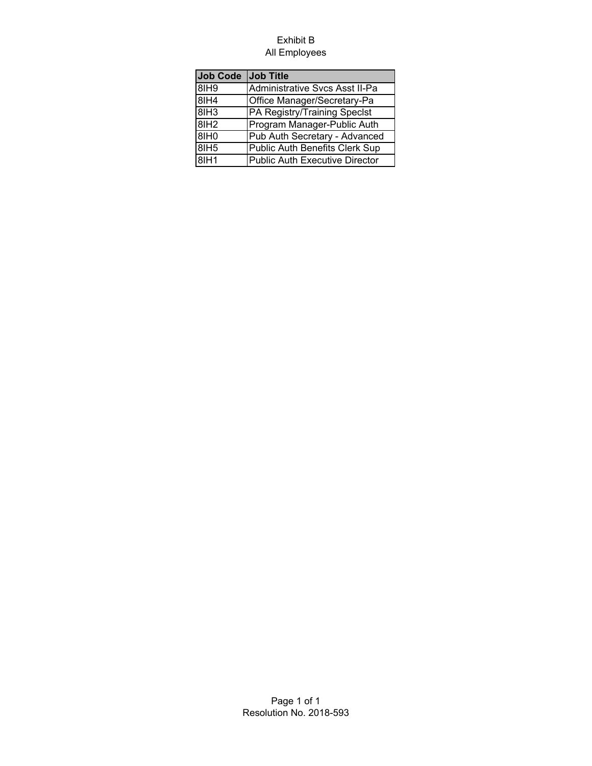Exhibit B
All Employees

| Job Code | Job Title |
|---|---|
| 8IH9 | Administrative Svcs Asst II-Pa |
| 8IH4 | Office Manager/Secretary-Pa |
| 8IH3 | PA Registry/Training Speclst |
| 8IH2 | Program Manager-Public Auth |
| 8IH0 | Pub Auth Secretary - Advanced |
| 8IH5 | Public Auth Benefits Clerk Sup |
| 8IH1 | Public Auth Executive Director |

Resolution No. 2018-593